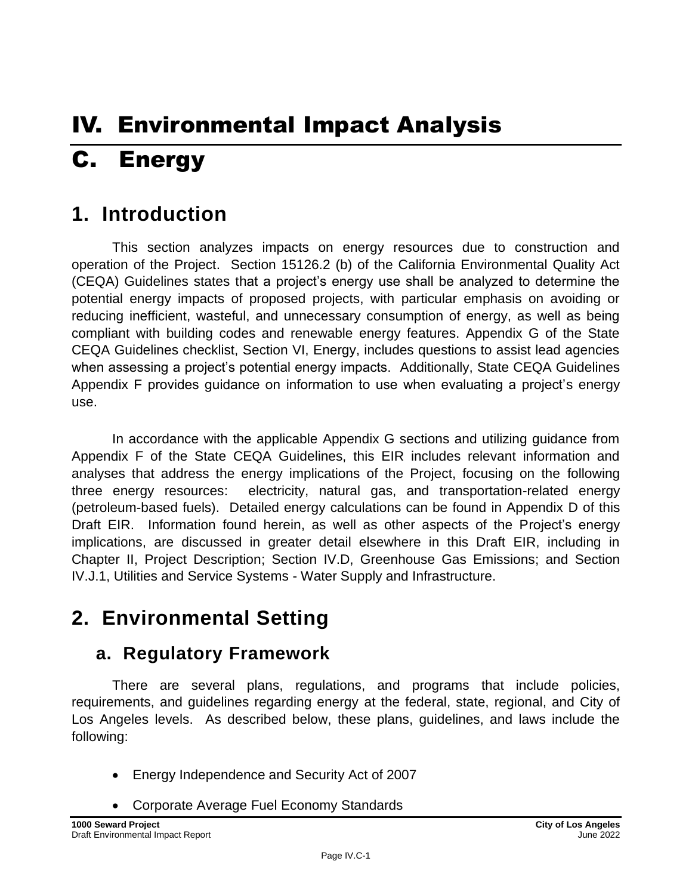# IV. Environmental Impact Analysis

# C. Energy

## 1. Introduction

This section analyzes impacts on energy resources due to construction and operation of the Project. Section 15126.2 (b) of the California Environmental Quality Act (CEQA) Guidelines states that a project's energy use shall be analyzed to determine the potential energy impacts of proposed projects, with particular emphasis on avoiding or reducing inefficient, wasteful, and unnecessary consumption of energy, as well as being compliant with building codes and renewable energy features. Appendix G of the State CEQA Guidelines checklist, Section VI, Energy, includes questions to assist lead agencies when assessing a project's potential energy impacts. Additionally, State CEQA Guidelines Appendix F provides guidance on information to use when evaluating a project's energy use.

In accordance with the applicable Appendix G sections and utilizing guidance from Appendix F of the State CEQA Guidelines, this EIR includes relevant information and analyses that address the energy implications of the Project, focusing on the following three energy resources: electricity, natural gas, and transportation-related energy (petroleum-based fuels). Detailed energy calculations can be found in Appendix D of this Draft EIR. Information found herein, as well as other aspects of the Project's energy implications, are discussed in greater detail elsewhere in this Draft EIR, including in Chapter II, Project Description; Section IV.D, Greenhouse Gas Emissions; and Section IV.J.1, Utilities and Service Systems - Water Supply and Infrastructure.

## 2. Environmental Setting

### a. Regulatory Framework

There are several plans, regulations, and programs that include policies, requirements, and guidelines regarding energy at the federal, state, regional, and City of Los Angeles levels. As described below, these plans, guidelines, and laws include the following:

- Energy Independence and Security Act of 2007
- Corporate Average Fuel Economy Standards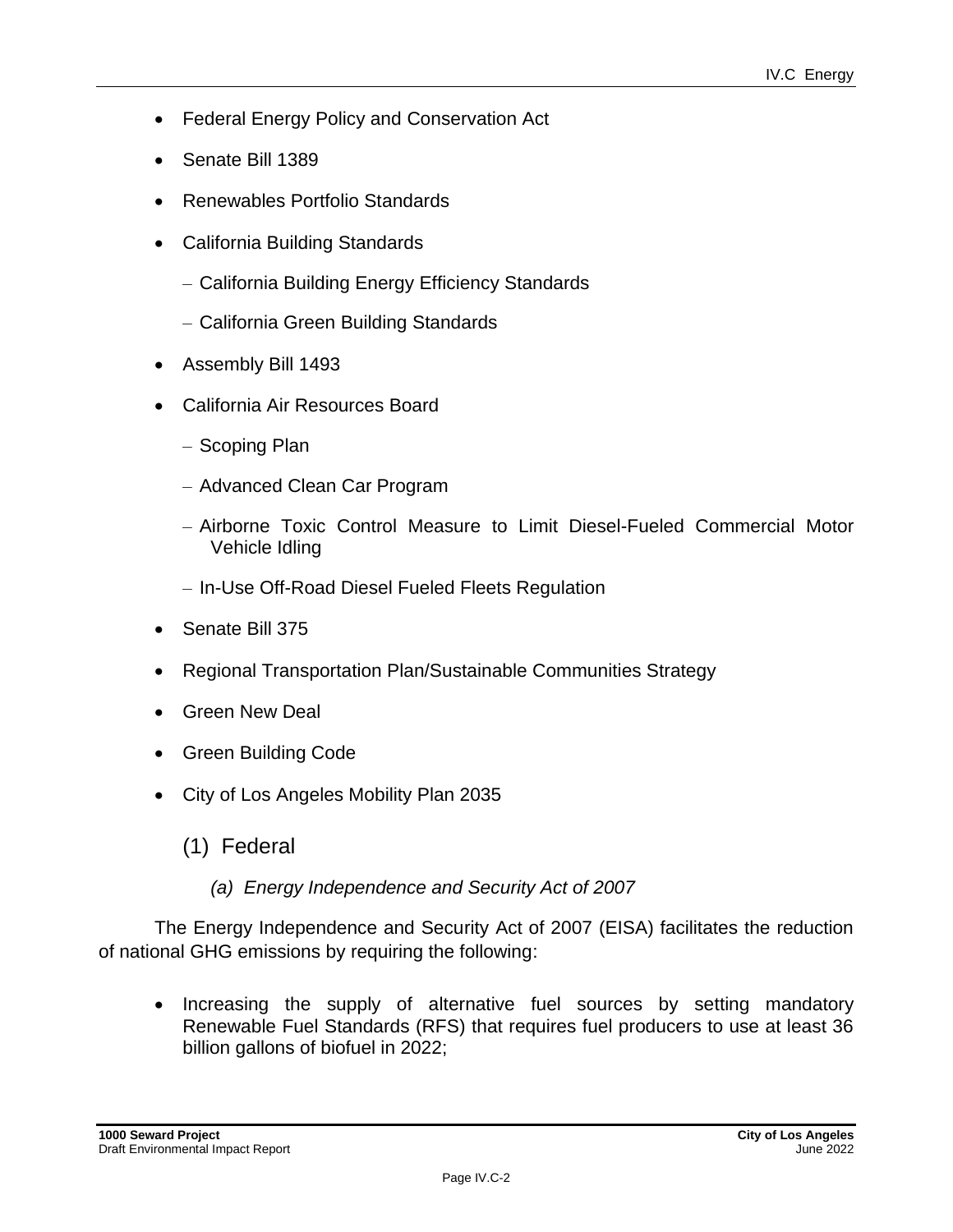- Federal Energy Policy and Conservation Act
- Senate Bill 1389
- Renewables Portfolio Standards
- California Building Standards
  - California Building Energy Efficiency Standards
  - California Green Building Standards
- Assembly Bill 1493
- California Air Resources Board
  - Scoping Plan
  - Advanced Clean Car Program
  - Airborne Toxic Control Measure to Limit Diesel-Fueled Commercial Motor Vehicle Idling
  - In-Use Off-Road Diesel Fueled Fleets Regulation
- Senate Bill 375
- Regional Transportation Plan/Sustainable Communities Strategy
- Green New Deal
- Green Building Code
- City of Los Angeles Mobility Plan 2035

### (1) Federal

#### *(a) Energy Independence and Security Act of 2007*

The Energy Independence and Security Act of 2007 (EISA) facilitates the reduction of national GHG emissions by requiring the following:

- Increasing the supply of alternative fuel sources by setting mandatory Renewable Fuel Standards (RFS) that requires fuel producers to use at least 36 billion gallons of biofuel in 2022;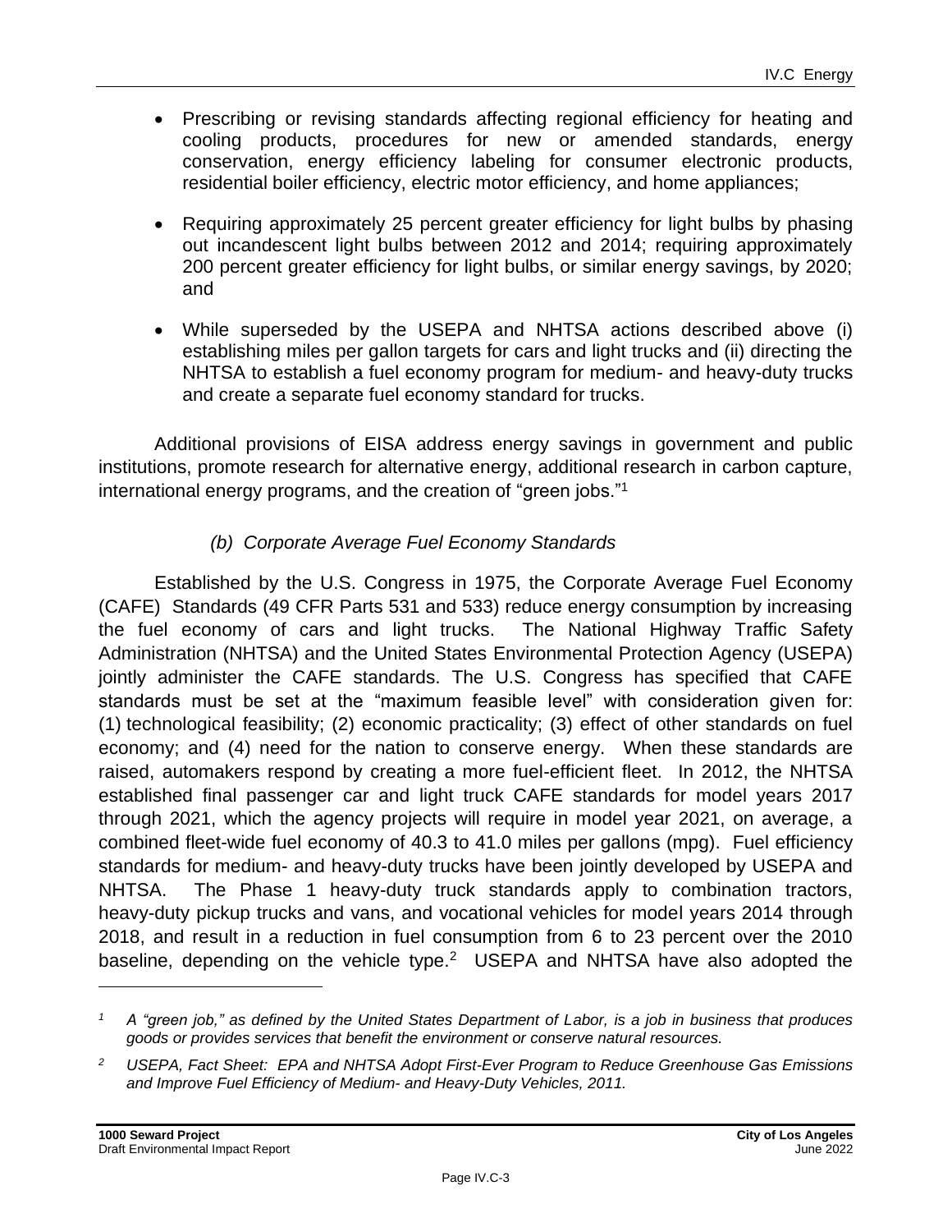- Prescribing or revising standards affecting regional efficiency for heating and cooling products, procedures for new or amended standards, energy conservation, energy efficiency labeling for consumer electronic products, residential boiler efficiency, electric motor efficiency, and home appliances;
- Requiring approximately 25 percent greater efficiency for light bulbs by phasing out incandescent light bulbs between 2012 and 2014; requiring approximately 200 percent greater efficiency for light bulbs, or similar energy savings, by 2020; and
- While superseded by the USEPA and NHTSA actions described above (i) establishing miles per gallon targets for cars and light trucks and (ii) directing the NHTSA to establish a fuel economy program for medium- and heavy-duty trucks and create a separate fuel economy standard for trucks.

Additional provisions of EISA address energy savings in government and public institutions, promote research for alternative energy, additional research in carbon capture, international energy programs, and the creation of "green jobs."[1]

#### *(b) Corporate Average Fuel Economy Standards*

Established by the U.S. Congress in 1975, the Corporate Average Fuel Economy (CAFE) Standards (49 CFR Parts 531 and 533) reduce energy consumption by increasing the fuel economy of cars and light trucks. The National Highway Traffic Safety Administration (NHTSA) and the United States Environmental Protection Agency (USEPA) jointly administer the CAFE standards. The U.S. Congress has specified that CAFE standards must be set at the "maximum feasible level" with consideration given for: (1) technological feasibility; (2) economic practicality; (3) effect of other standards on fuel economy; and (4) need for the nation to conserve energy. When these standards are raised, automakers respond by creating a more fuel-efficient fleet. In 2012, the NHTSA established final passenger car and light truck CAFE standards for model years 2017 through 2021, which the agency projects will require in model year 2021, on average, a combined fleet-wide fuel economy of 40.3 to 41.0 miles per gallons (mpg). Fuel efficiency standards for medium- and heavy-duty trucks have been jointly developed by USEPA and NHTSA. The Phase 1 heavy-duty truck standards apply to combination tractors, heavy-duty pickup trucks and vans, and vocational vehicles for model years 2014 through 2018, and result in a reduction in fuel consumption from 6 to 23 percent over the 2010 baseline, depending on the vehicle type.[2] USEPA and NHTSA have also adopted the

---

[1] *A "green job," as defined by the United States Department of Labor, is a job in business that produces goods or provides services that benefit the environment or conserve natural resources.*

[2] *USEPA, Fact Sheet: EPA and NHTSA Adopt First-Ever Program to Reduce Greenhouse Gas Emissions and Improve Fuel Efficiency of Medium- and Heavy-Duty Vehicles, 2011.*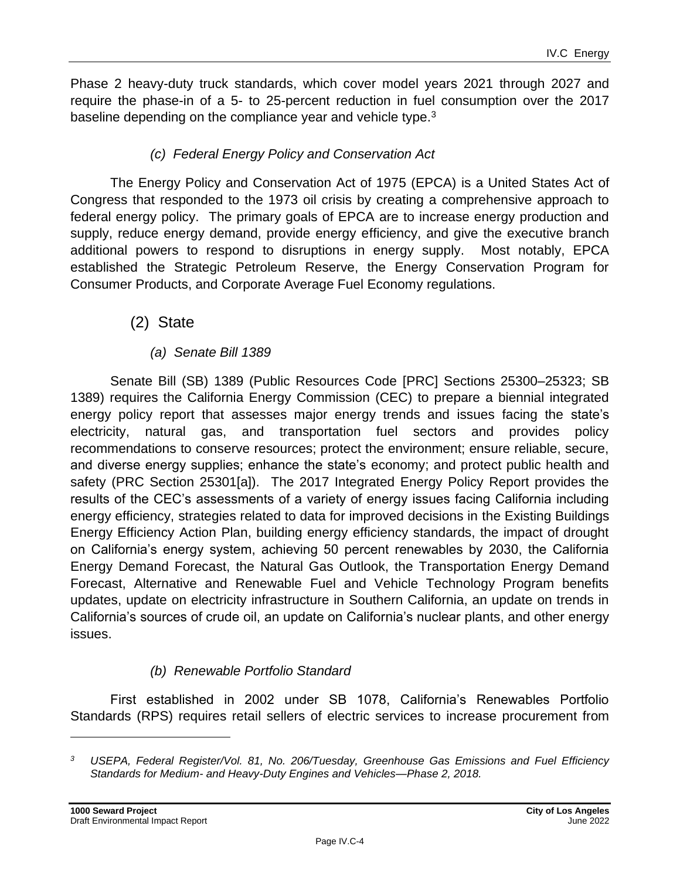Phase 2 heavy-duty truck standards, which cover model years 2021 through 2027 and require the phase-in of a 5- to 25-percent reduction in fuel consumption over the 2017 baseline depending on the compliance year and vehicle type.[3]

#### *(c) Federal Energy Policy and Conservation Act*

The Energy Policy and Conservation Act of 1975 (EPCA) is a United States Act of Congress that responded to the 1973 oil crisis by creating a comprehensive approach to federal energy policy. The primary goals of EPCA are to increase energy production and supply, reduce energy demand, provide energy efficiency, and give the executive branch additional powers to respond to disruptions in energy supply. Most notably, EPCA established the Strategic Petroleum Reserve, the Energy Conservation Program for Consumer Products, and Corporate Average Fuel Economy regulations.

### (2) State

#### *(a) Senate Bill 1389*

Senate Bill (SB) 1389 (Public Resources Code [PRC] Sections 25300–25323; SB 1389) requires the California Energy Commission (CEC) to prepare a biennial integrated energy policy report that assesses major energy trends and issues facing the state's electricity, natural gas, and transportation fuel sectors and provides policy recommendations to conserve resources; protect the environment; ensure reliable, secure, and diverse energy supplies; enhance the state's economy; and protect public health and safety (PRC Section 25301[a]). The 2017 Integrated Energy Policy Report provides the results of the CEC's assessments of a variety of energy issues facing California including energy efficiency, strategies related to data for improved decisions in the Existing Buildings Energy Efficiency Action Plan, building energy efficiency standards, the impact of drought on California's energy system, achieving 50 percent renewables by 2030, the California Energy Demand Forecast, the Natural Gas Outlook, the Transportation Energy Demand Forecast, Alternative and Renewable Fuel and Vehicle Technology Program benefits updates, update on electricity infrastructure in Southern California, an update on trends in California's sources of crude oil, an update on California's nuclear plants, and other energy issues.

#### *(b) Renewable Portfolio Standard*

First established in 2002 under SB 1078, California's Renewables Portfolio Standards (RPS) requires retail sellers of electric services to increase procurement from

---

[3] *USEPA, Federal Register/Vol. 81, No. 206/Tuesday, Greenhouse Gas Emissions and Fuel Efficiency Standards for Medium- and Heavy-Duty Engines and Vehicles—Phase 2, 2018.*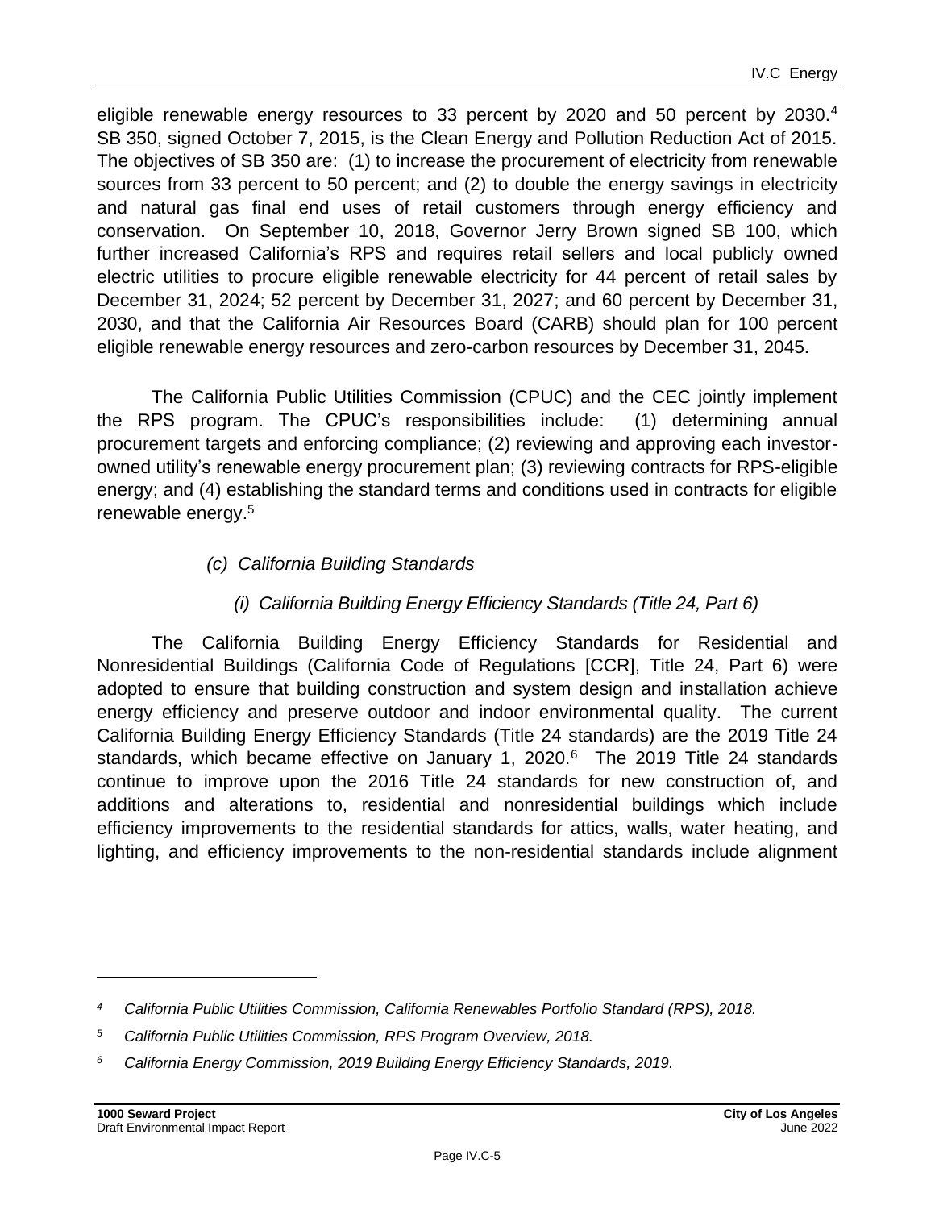eligible renewable energy resources to 33 percent by 2020 and 50 percent by 2030.[4] SB 350, signed October 7, 2015, is the Clean Energy and Pollution Reduction Act of 2015. The objectives of SB 350 are: (1) to increase the procurement of electricity from renewable sources from 33 percent to 50 percent; and (2) to double the energy savings in electricity and natural gas final end uses of retail customers through energy efficiency and conservation. On September 10, 2018, Governor Jerry Brown signed SB 100, which further increased California's RPS and requires retail sellers and local publicly owned electric utilities to procure eligible renewable electricity for 44 percent of retail sales by December 31, 2024; 52 percent by December 31, 2027; and 60 percent by December 31, 2030, and that the California Air Resources Board (CARB) should plan for 100 percent eligible renewable energy resources and zero-carbon resources by December 31, 2045.

The California Public Utilities Commission (CPUC) and the CEC jointly implement the RPS program. The CPUC's responsibilities include: (1) determining annual procurement targets and enforcing compliance; (2) reviewing and approving each investor-owned utility's renewable energy procurement plan; (3) reviewing contracts for RPS-eligible energy; and (4) establishing the standard terms and conditions used in contracts for eligible renewable energy.[5]

*(c) California Building Standards*

*(i) California Building Energy Efficiency Standards (Title 24, Part 6)*

The California Building Energy Efficiency Standards for Residential and Nonresidential Buildings (California Code of Regulations [CCR], Title 24, Part 6) were adopted to ensure that building construction and system design and installation achieve energy efficiency and preserve outdoor and indoor environmental quality. The current California Building Energy Efficiency Standards (Title 24 standards) are the 2019 Title 24 standards, which became effective on January 1, 2020.[6] The 2019 Title 24 standards continue to improve upon the 2016 Title 24 standards for new construction of, and additions and alterations to, residential and nonresidential buildings which include efficiency improvements to the residential standards for attics, walls, water heating, and lighting, and efficiency improvements to the non-residential standards include alignment

---

*[4] California Public Utilities Commission, California Renewables Portfolio Standard (RPS), 2018.*

*[5] California Public Utilities Commission, RPS Program Overview, 2018.*

*[6] California Energy Commission, 2019 Building Energy Efficiency Standards, 2019.*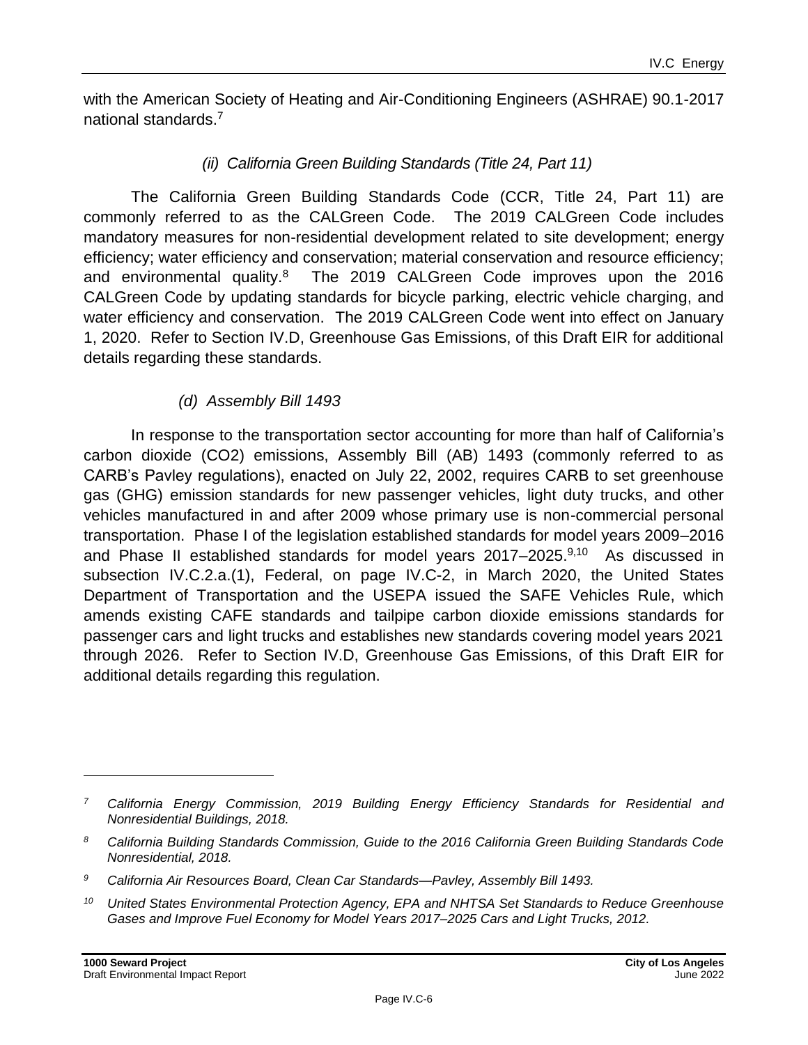with the American Society of Heating and Air-Conditioning Engineers (ASHRAE) 90.1-2017 national standards.[7]

#### *(ii) California Green Building Standards (Title 24, Part 11)*

The California Green Building Standards Code (CCR, Title 24, Part 11) are commonly referred to as the CALGreen Code. The 2019 CALGreen Code includes mandatory measures for non-residential development related to site development; energy efficiency; water efficiency and conservation; material conservation and resource efficiency; and environmental quality.[8] The 2019 CALGreen Code improves upon the 2016 CALGreen Code by updating standards for bicycle parking, electric vehicle charging, and water efficiency and conservation. The 2019 CALGreen Code went into effect on January 1, 2020. Refer to Section IV.D, Greenhouse Gas Emissions, of this Draft EIR for additional details regarding these standards.

### *(d) Assembly Bill 1493*

In response to the transportation sector accounting for more than half of California's carbon dioxide (CO2) emissions, Assembly Bill (AB) 1493 (commonly referred to as CARB's Pavley regulations), enacted on July 22, 2002, requires CARB to set greenhouse gas (GHG) emission standards for new passenger vehicles, light duty trucks, and other vehicles manufactured in and after 2009 whose primary use is non-commercial personal transportation. Phase I of the legislation established standards for model years 2009–2016 and Phase II established standards for model years 2017–2025.[9,10] As discussed in subsection IV.C.2.a.(1), Federal, on page IV.C-2, in March 2020, the United States Department of Transportation and the USEPA issued the SAFE Vehicles Rule, which amends existing CAFE standards and tailpipe carbon dioxide emissions standards for passenger cars and light trucks and establishes new standards covering model years 2021 through 2026. Refer to Section IV.D, Greenhouse Gas Emissions, of this Draft EIR for additional details regarding this regulation.

---

[7] *California Energy Commission, 2019 Building Energy Efficiency Standards for Residential and Nonresidential Buildings, 2018.*

[8] *California Building Standards Commission, Guide to the 2016 California Green Building Standards Code Nonresidential, 2018.*

[9] *California Air Resources Board, Clean Car Standards—Pavley, Assembly Bill 1493.*

[10] *United States Environmental Protection Agency, EPA and NHTSA Set Standards to Reduce Greenhouse Gases and Improve Fuel Economy for Model Years 2017–2025 Cars and Light Trucks, 2012.*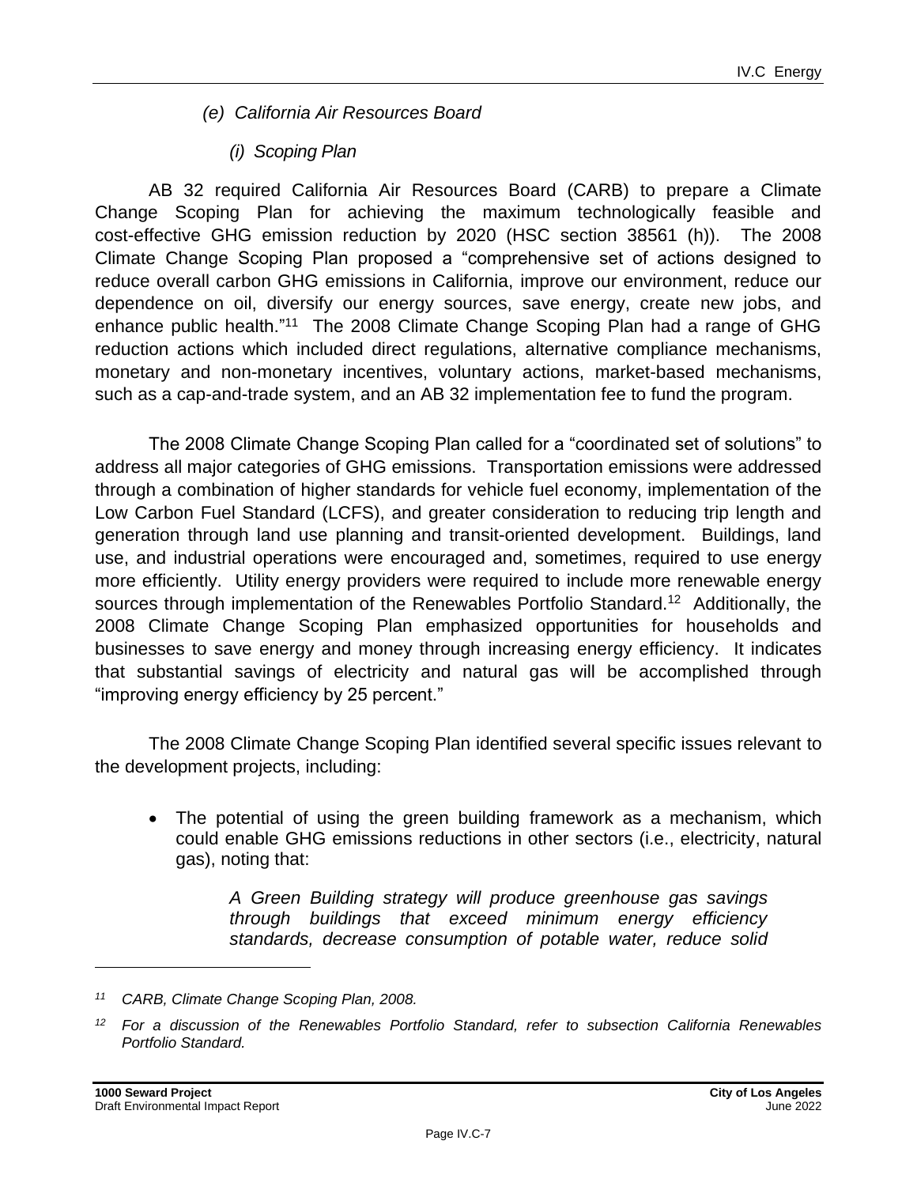#### *(e) California Air Resources Board*

##### *(i) Scoping Plan*

AB 32 required California Air Resources Board (CARB) to prepare a Climate Change Scoping Plan for achieving the maximum technologically feasible and cost-effective GHG emission reduction by 2020 (HSC section 38561 (h)). The 2008 Climate Change Scoping Plan proposed a "comprehensive set of actions designed to reduce overall carbon GHG emissions in California, improve our environment, reduce our dependence on oil, diversify our energy sources, save energy, create new jobs, and enhance public health."[11] The 2008 Climate Change Scoping Plan had a range of GHG reduction actions which included direct regulations, alternative compliance mechanisms, monetary and non-monetary incentives, voluntary actions, market-based mechanisms, such as a cap-and-trade system, and an AB 32 implementation fee to fund the program.

The 2008 Climate Change Scoping Plan called for a "coordinated set of solutions" to address all major categories of GHG emissions. Transportation emissions were addressed through a combination of higher standards for vehicle fuel economy, implementation of the Low Carbon Fuel Standard (LCFS), and greater consideration to reducing trip length and generation through land use planning and transit-oriented development. Buildings, land use, and industrial operations were encouraged and, sometimes, required to use energy more efficiently. Utility energy providers were required to include more renewable energy sources through implementation of the Renewables Portfolio Standard.[12] Additionally, the 2008 Climate Change Scoping Plan emphasized opportunities for households and businesses to save energy and money through increasing energy efficiency. It indicates that substantial savings of electricity and natural gas will be accomplished through "improving energy efficiency by 25 percent."

The 2008 Climate Change Scoping Plan identified several specific issues relevant to the development projects, including:

- The potential of using the green building framework as a mechanism, which could enable GHG emissions reductions in other sectors (i.e., electricity, natural gas), noting that:

  > *A Green Building strategy will produce greenhouse gas savings through buildings that exceed minimum energy efficiency standards, decrease consumption of potable water, reduce solid*

---

[11] *CARB, Climate Change Scoping Plan, 2008.*

[12] *For a discussion of the Renewables Portfolio Standard, refer to subsection California Renewables Portfolio Standard.*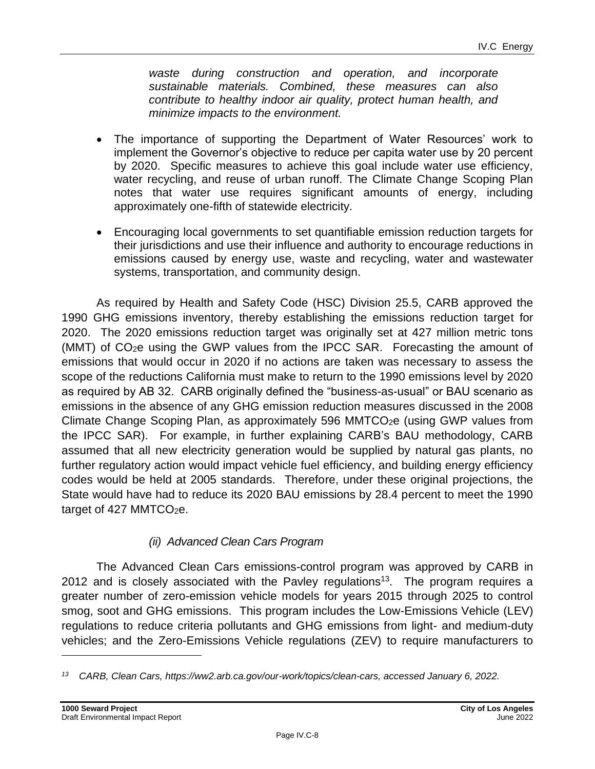*waste during construction and operation, and incorporate sustainable materials. Combined, these measures can also contribute to healthy indoor air quality, protect human health, and minimize impacts to the environment.*

- The importance of supporting the Department of Water Resources' work to implement the Governor's objective to reduce per capita water use by 20 percent by 2020. Specific measures to achieve this goal include water use efficiency, water recycling, and reuse of urban runoff. The Climate Change Scoping Plan notes that water use requires significant amounts of energy, including approximately one-fifth of statewide electricity.
- Encouraging local governments to set quantifiable emission reduction targets for their jurisdictions and use their influence and authority to encourage reductions in emissions caused by energy use, waste and recycling, water and wastewater systems, transportation, and community design.

As required by Health and Safety Code (HSC) Division 25.5, CARB approved the 1990 GHG emissions inventory, thereby establishing the emissions reduction target for 2020. The 2020 emissions reduction target was originally set at 427 million metric tons (MMT) of $CO_2e$ using the GWP values from the IPCC SAR. Forecasting the amount of emissions that would occur in 2020 if no actions are taken was necessary to assess the scope of the reductions California must make to return to the 1990 emissions level by 2020 as required by AB 32. CARB originally defined the "business-as-usual" or BAU scenario as emissions in the absence of any GHG emission reduction measures discussed in the 2008 Climate Change Scoping Plan, as approximately 596 $MMTCO_2e$ (using GWP values from the IPCC SAR). For example, in further explaining CARB's BAU methodology, CARB assumed that all new electricity generation would be supplied by natural gas plants, no further regulatory action would impact vehicle fuel efficiency, and building energy efficiency codes would be held at 2005 standards. Therefore, under these original projections, the State would have had to reduce its 2020 BAU emissions by 28.4 percent to meet the 1990 target of 427 $MMTCO_2e$.

#### *(ii) Advanced Clean Cars Program*

The Advanced Clean Cars emissions-control program was approved by CARB in 2012 and is closely associated with the Pavley regulations[13]. The program requires a greater number of zero-emission vehicle models for years 2015 through 2025 to control smog, soot and GHG emissions. This program includes the Low-Emissions Vehicle (LEV) regulations to reduce criteria pollutants and GHG emissions from light- and medium-duty vehicles; and the Zero-Emissions Vehicle regulations (ZEV) to require manufacturers to

---

[13] *CARB, Clean Cars, https://ww2.arb.ca.gov/our-work/topics/clean-cars, accessed January 6, 2022.*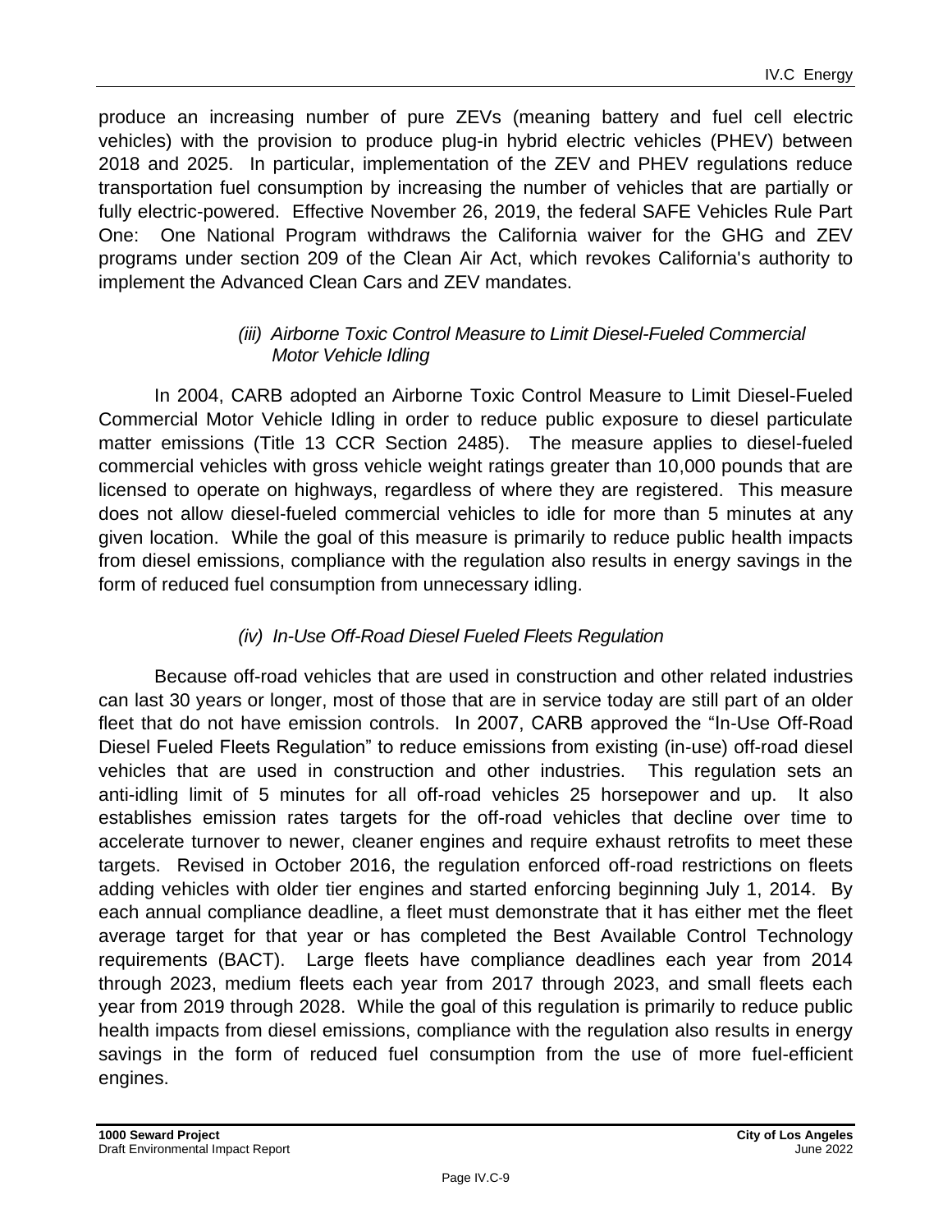produce an increasing number of pure ZEVs (meaning battery and fuel cell electric vehicles) with the provision to produce plug-in hybrid electric vehicles (PHEV) between 2018 and 2025. In particular, implementation of the ZEV and PHEV regulations reduce transportation fuel consumption by increasing the number of vehicles that are partially or fully electric-powered. Effective November 26, 2019, the federal SAFE Vehicles Rule Part One: One National Program withdraws the California waiver for the GHG and ZEV programs under section 209 of the Clean Air Act, which revokes California's authority to implement the Advanced Clean Cars and ZEV mandates.

*(iii) Airborne Toxic Control Measure to Limit Diesel-Fueled Commercial Motor Vehicle Idling*

In 2004, CARB adopted an Airborne Toxic Control Measure to Limit Diesel-Fueled Commercial Motor Vehicle Idling in order to reduce public exposure to diesel particulate matter emissions (Title 13 CCR Section 2485). The measure applies to diesel-fueled commercial vehicles with gross vehicle weight ratings greater than 10,000 pounds that are licensed to operate on highways, regardless of where they are registered. This measure does not allow diesel-fueled commercial vehicles to idle for more than 5 minutes at any given location. While the goal of this measure is primarily to reduce public health impacts from diesel emissions, compliance with the regulation also results in energy savings in the form of reduced fuel consumption from unnecessary idling.

*(iv) In-Use Off-Road Diesel Fueled Fleets Regulation*

Because off-road vehicles that are used in construction and other related industries can last 30 years or longer, most of those that are in service today are still part of an older fleet that do not have emission controls. In 2007, CARB approved the "In-Use Off-Road Diesel Fueled Fleets Regulation" to reduce emissions from existing (in-use) off-road diesel vehicles that are used in construction and other industries. This regulation sets an anti-idling limit of 5 minutes for all off-road vehicles 25 horsepower and up. It also establishes emission rates targets for the off-road vehicles that decline over time to accelerate turnover to newer, cleaner engines and require exhaust retrofits to meet these targets. Revised in October 2016, the regulation enforced off-road restrictions on fleets adding vehicles with older tier engines and started enforcing beginning July 1, 2014. By each annual compliance deadline, a fleet must demonstrate that it has either met the fleet average target for that year or has completed the Best Available Control Technology requirements (BACT). Large fleets have compliance deadlines each year from 2014 through 2023, medium fleets each year from 2017 through 2023, and small fleets each year from 2019 through 2028. While the goal of this regulation is primarily to reduce public health impacts from diesel emissions, compliance with the regulation also results in energy savings in the form of reduced fuel consumption from the use of more fuel-efficient engines.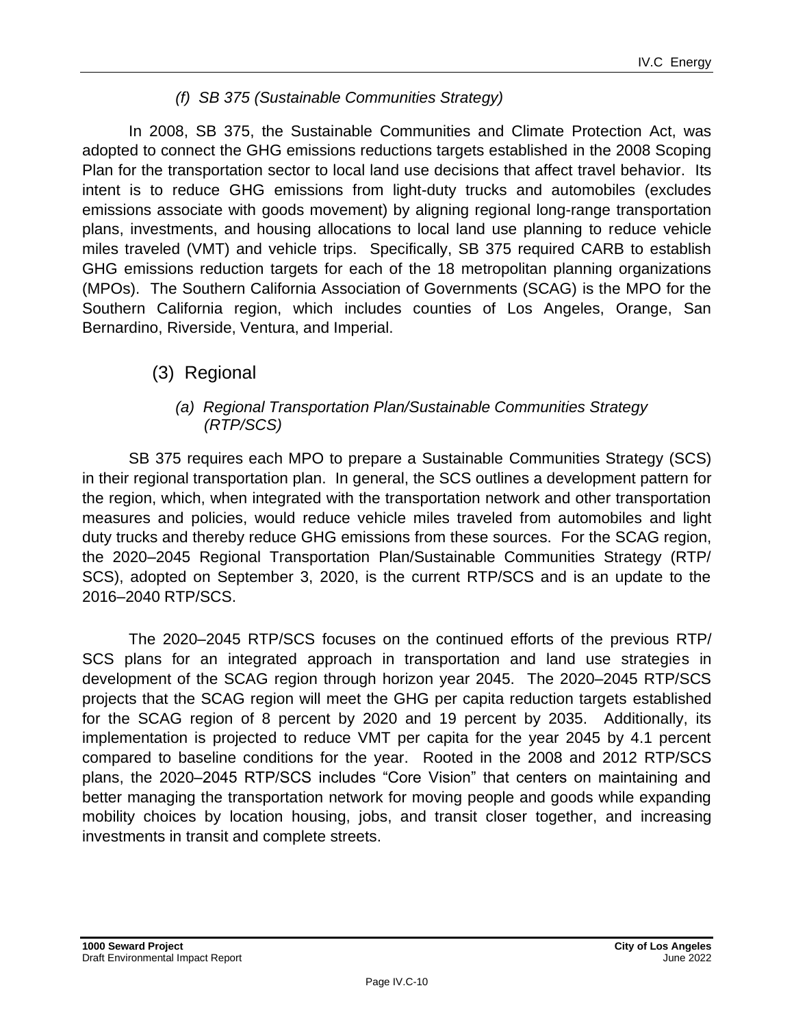#### *(f) SB 375 (Sustainable Communities Strategy)*

In 2008, SB 375, the Sustainable Communities and Climate Protection Act, was adopted to connect the GHG emissions reductions targets established in the 2008 Scoping Plan for the transportation sector to local land use decisions that affect travel behavior. Its intent is to reduce GHG emissions from light-duty trucks and automobiles (excludes emissions associate with goods movement) by aligning regional long-range transportation plans, investments, and housing allocations to local land use planning to reduce vehicle miles traveled (VMT) and vehicle trips. Specifically, SB 375 required CARB to establish GHG emissions reduction targets for each of the 18 metropolitan planning organizations (MPOs). The Southern California Association of Governments (SCAG) is the MPO for the Southern California region, which includes counties of Los Angeles, Orange, San Bernardino, Riverside, Ventura, and Imperial.

### (3) Regional

#### *(a) Regional Transportation Plan/Sustainable Communities Strategy (RTP/SCS)*

SB 375 requires each MPO to prepare a Sustainable Communities Strategy (SCS) in their regional transportation plan. In general, the SCS outlines a development pattern for the region, which, when integrated with the transportation network and other transportation measures and policies, would reduce vehicle miles traveled from automobiles and light duty trucks and thereby reduce GHG emissions from these sources. For the SCAG region, the 2020–2045 Regional Transportation Plan/Sustainable Communities Strategy (RTP/ SCS), adopted on September 3, 2020, is the current RTP/SCS and is an update to the 2016–2040 RTP/SCS.

The 2020–2045 RTP/SCS focuses on the continued efforts of the previous RTP/ SCS plans for an integrated approach in transportation and land use strategies in development of the SCAG region through horizon year 2045. The 2020–2045 RTP/SCS projects that the SCAG region will meet the GHG per capita reduction targets established for the SCAG region of 8 percent by 2020 and 19 percent by 2035. Additionally, its implementation is projected to reduce VMT per capita for the year 2045 by 4.1 percent compared to baseline conditions for the year. Rooted in the 2008 and 2012 RTP/SCS plans, the 2020–2045 RTP/SCS includes "Core Vision" that centers on maintaining and better managing the transportation network for moving people and goods while expanding mobility choices by location housing, jobs, and transit closer together, and increasing investments in transit and complete streets.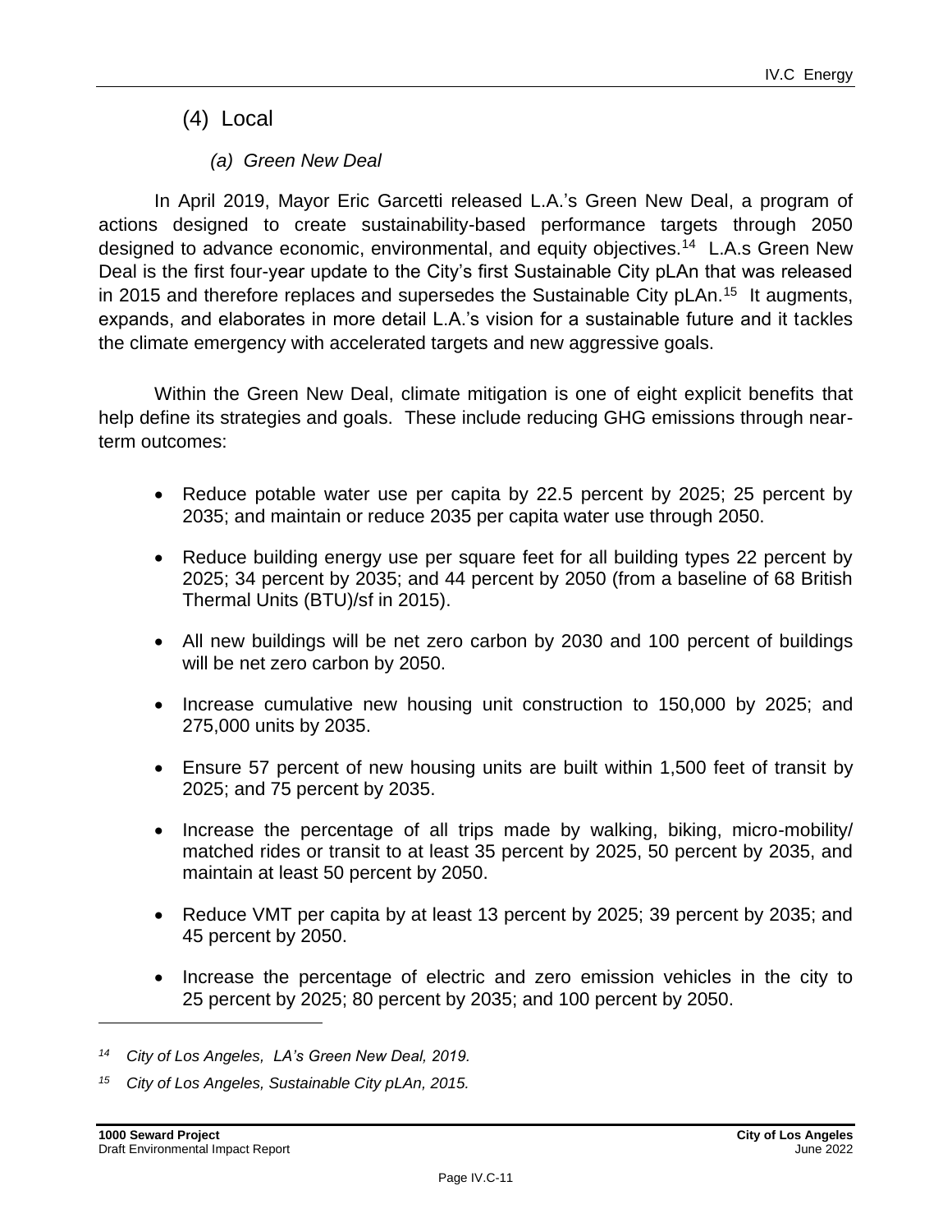### (4) Local

#### *(a) Green New Deal*

In April 2019, Mayor Eric Garcetti released L.A.'s Green New Deal, a program of actions designed to create sustainability-based performance targets through 2050 designed to advance economic, environmental, and equity objectives.[14] L.A.s Green New Deal is the first four-year update to the City's first Sustainable City pLAn that was released in 2015 and therefore replaces and supersedes the Sustainable City pLAn.[15] It augments, expands, and elaborates in more detail L.A.'s vision for a sustainable future and it tackles the climate emergency with accelerated targets and new aggressive goals.

Within the Green New Deal, climate mitigation is one of eight explicit benefits that help define its strategies and goals. These include reducing GHG emissions through near-term outcomes:

- Reduce potable water use per capita by 22.5 percent by 2025; 25 percent by 2035; and maintain or reduce 2035 per capita water use through 2050.
- Reduce building energy use per square feet for all building types 22 percent by 2025; 34 percent by 2035; and 44 percent by 2050 (from a baseline of 68 British Thermal Units (BTU)/sf in 2015).
- All new buildings will be net zero carbon by 2030 and 100 percent of buildings will be net zero carbon by 2050.
- Increase cumulative new housing unit construction to 150,000 by 2025; and 275,000 units by 2035.
- Ensure 57 percent of new housing units are built within 1,500 feet of transit by 2025; and 75 percent by 2035.
- Increase the percentage of all trips made by walking, biking, micro-mobility/ matched rides or transit to at least 35 percent by 2025, 50 percent by 2035, and maintain at least 50 percent by 2050.
- Reduce VMT per capita by at least 13 percent by 2025; 39 percent by 2035; and 45 percent by 2050.
- Increase the percentage of electric and zero emission vehicles in the city to 25 percent by 2025; 80 percent by 2035; and 100 percent by 2050.

---

[14] *City of Los Angeles, LA's Green New Deal, 2019.*

[15] *City of Los Angeles, Sustainable City pLAn, 2015.*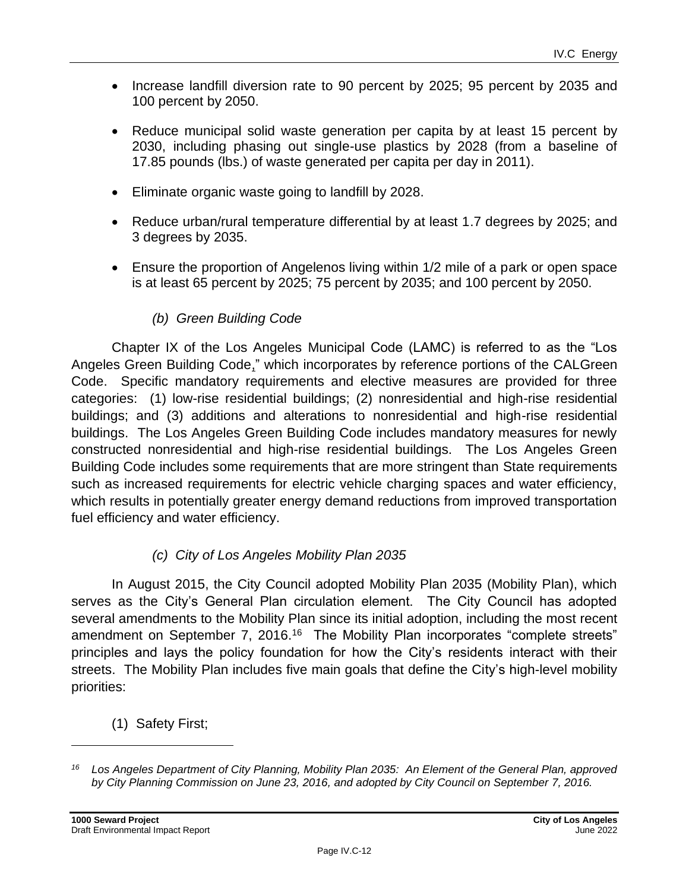- Increase landfill diversion rate to 90 percent by 2025; 95 percent by 2035 and 100 percent by 2050.
- Reduce municipal solid waste generation per capita by at least 15 percent by 2030, including phasing out single-use plastics by 2028 (from a baseline of 17.85 pounds (lbs.) of waste generated per capita per day in 2011).
- Eliminate organic waste going to landfill by 2028.
- Reduce urban/rural temperature differential by at least 1.7 degrees by 2025; and 3 degrees by 2035.
- Ensure the proportion of Angelenos living within 1/2 mile of a park or open space is at least 65 percent by 2025; 75 percent by 2035; and 100 percent by 2050.

*(b) Green Building Code*

Chapter IX of the Los Angeles Municipal Code (LAMC) is referred to as the "Los Angeles Green Building Code," which incorporates by reference portions of the CALGreen Code. Specific mandatory requirements and elective measures are provided for three categories: (1) low-rise residential buildings; (2) nonresidential and high-rise residential buildings; and (3) additions and alterations to nonresidential and high-rise residential buildings. The Los Angeles Green Building Code includes mandatory measures for newly constructed nonresidential and high-rise residential buildings. The Los Angeles Green Building Code includes some requirements that are more stringent than State requirements such as increased requirements for electric vehicle charging spaces and water efficiency, which results in potentially greater energy demand reductions from improved transportation fuel efficiency and water efficiency.

*(c) City of Los Angeles Mobility Plan 2035*

In August 2015, the City Council adopted Mobility Plan 2035 (Mobility Plan), which serves as the City's General Plan circulation element. The City Council has adopted several amendments to the Mobility Plan since its initial adoption, including the most recent amendment on September 7, 2016.[16] The Mobility Plan incorporates "complete streets" principles and lays the policy foundation for how the City's residents interact with their streets. The Mobility Plan includes five main goals that define the City's high-level mobility priorities:

(1) Safety First;

---

[16] *Los Angeles Department of City Planning, Mobility Plan 2035: An Element of the General Plan, approved by City Planning Commission on June 23, 2016, and adopted by City Council on September 7, 2016.*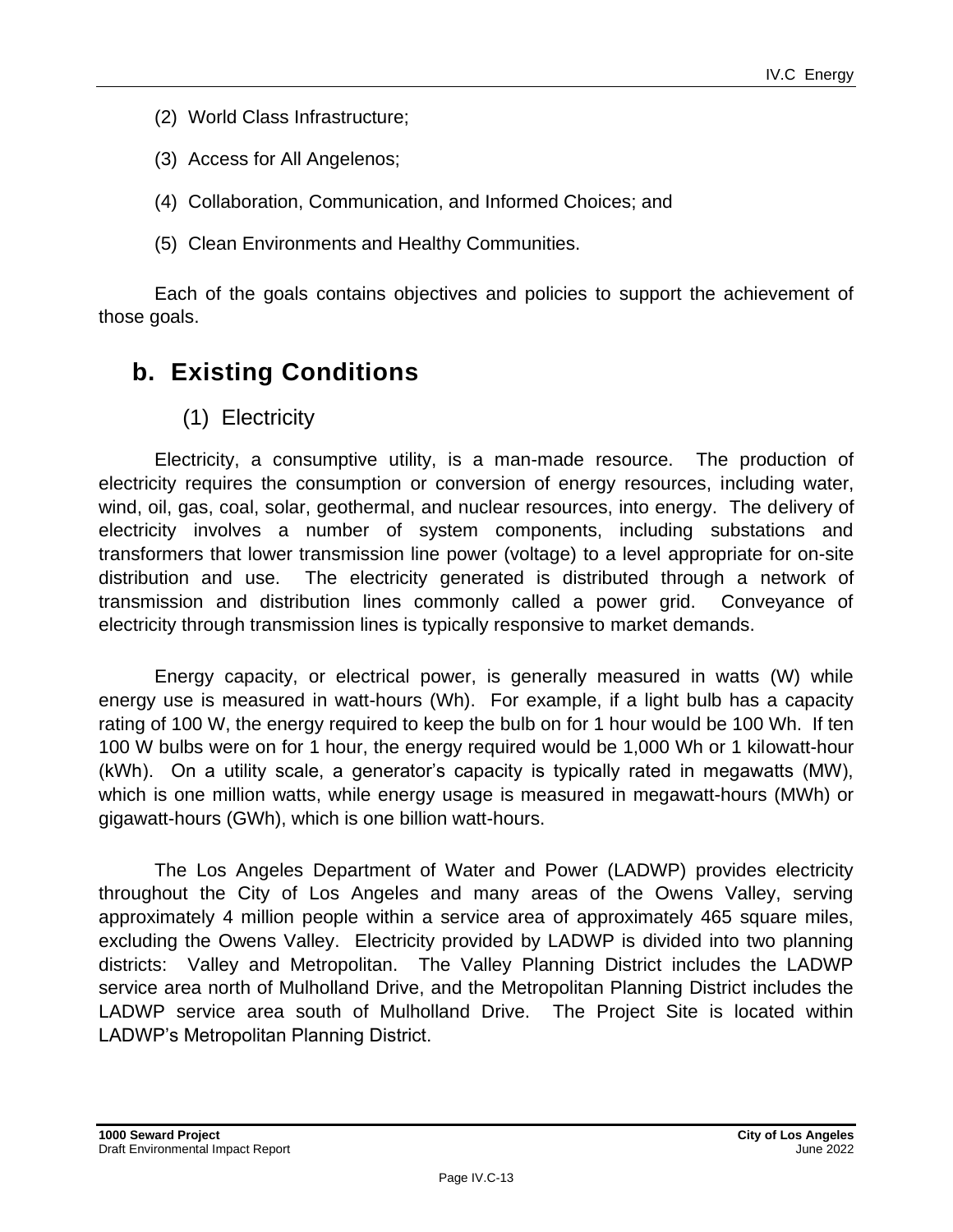(2) World Class Infrastructure;

(3) Access for All Angelenos;

(4) Collaboration, Communication, and Informed Choices; and

(5) Clean Environments and Healthy Communities.

Each of the goals contains objectives and policies to support the achievement of those goals.

## b. Existing Conditions

### (1) Electricity

Electricity, a consumptive utility, is a man-made resource. The production of electricity requires the consumption or conversion of energy resources, including water, wind, oil, gas, coal, solar, geothermal, and nuclear resources, into energy. The delivery of electricity involves a number of system components, including substations and transformers that lower transmission line power (voltage) to a level appropriate for on-site distribution and use. The electricity generated is distributed through a network of transmission and distribution lines commonly called a power grid. Conveyance of electricity through transmission lines is typically responsive to market demands.

Energy capacity, or electrical power, is generally measured in watts (W) while energy use is measured in watt-hours (Wh). For example, if a light bulb has a capacity rating of 100 W, the energy required to keep the bulb on for 1 hour would be 100 Wh. If ten 100 W bulbs were on for 1 hour, the energy required would be 1,000 Wh or 1 kilowatt-hour (kWh). On a utility scale, a generator's capacity is typically rated in megawatts (MW), which is one million watts, while energy usage is measured in megawatt-hours (MWh) or gigawatt-hours (GWh), which is one billion watt-hours.

The Los Angeles Department of Water and Power (LADWP) provides electricity throughout the City of Los Angeles and many areas of the Owens Valley, serving approximately 4 million people within a service area of approximately 465 square miles, excluding the Owens Valley. Electricity provided by LADWP is divided into two planning districts: Valley and Metropolitan. The Valley Planning District includes the LADWP service area north of Mulholland Drive, and the Metropolitan Planning District includes the LADWP service area south of Mulholland Drive. The Project Site is located within LADWP's Metropolitan Planning District.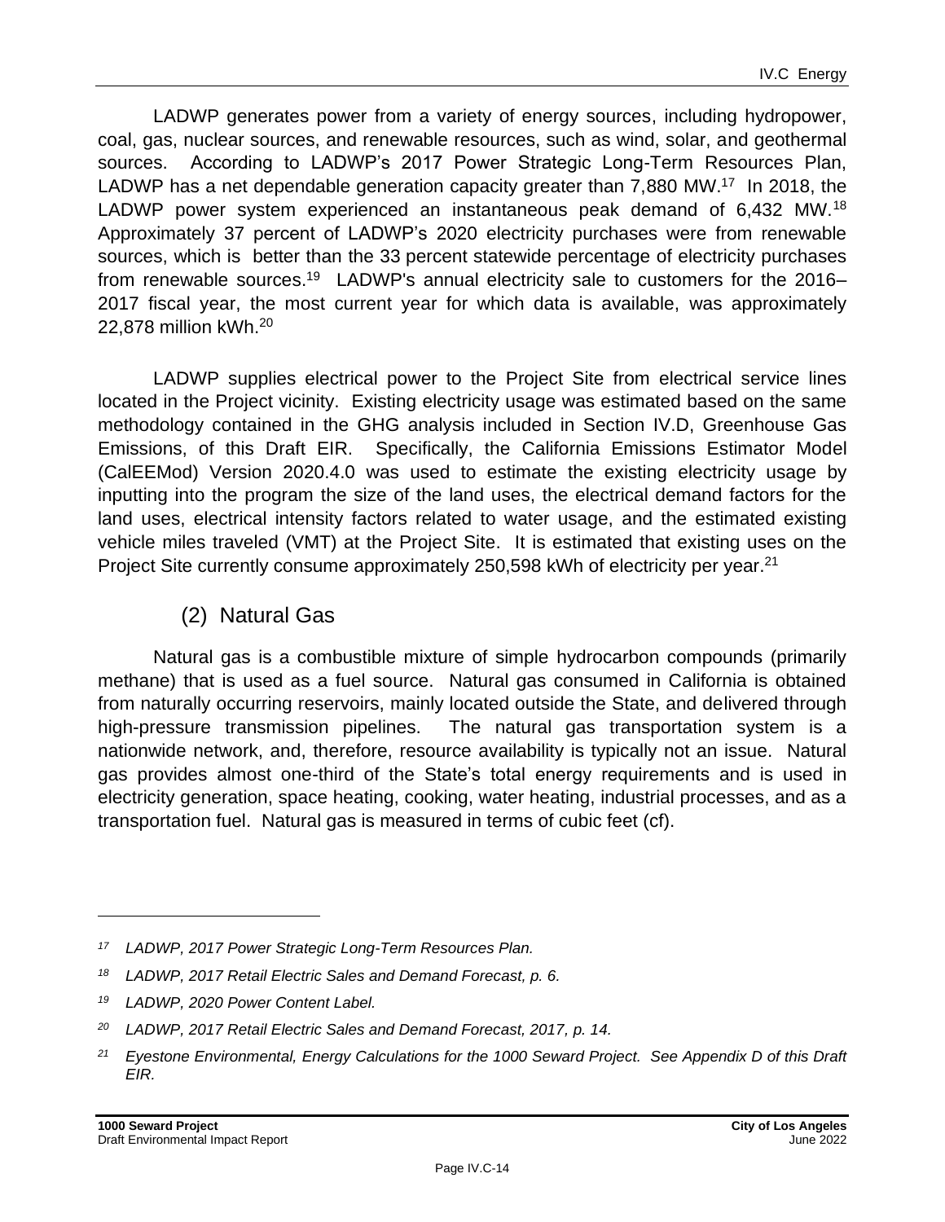LADWP generates power from a variety of energy sources, including hydropower, coal, gas, nuclear sources, and renewable resources, such as wind, solar, and geothermal sources. According to LADWP's 2017 Power Strategic Long-Term Resources Plan, LADWP has a net dependable generation capacity greater than 7,880 MW.[17] In 2018, the LADWP power system experienced an instantaneous peak demand of 6,432 MW.[18] Approximately 37 percent of LADWP's 2020 electricity purchases were from renewable sources, which is better than the 33 percent statewide percentage of electricity purchases from renewable sources.[19] LADWP's annual electricity sale to customers for the 2016–2017 fiscal year, the most current year for which data is available, was approximately 22,878 million kWh.[20]

LADWP supplies electrical power to the Project Site from electrical service lines located in the Project vicinity. Existing electricity usage was estimated based on the same methodology contained in the GHG analysis included in Section IV.D, Greenhouse Gas Emissions, of this Draft EIR. Specifically, the California Emissions Estimator Model (CalEEMod) Version 2020.4.0 was used to estimate the existing electricity usage by inputting into the program the size of the land uses, the electrical demand factors for the land uses, electrical intensity factors related to water usage, and the estimated existing vehicle miles traveled (VMT) at the Project Site. It is estimated that existing uses on the Project Site currently consume approximately 250,598 kWh of electricity per year.[21]

### (2) Natural Gas

Natural gas is a combustible mixture of simple hydrocarbon compounds (primarily methane) that is used as a fuel source. Natural gas consumed in California is obtained from naturally occurring reservoirs, mainly located outside the State, and delivered through high-pressure transmission pipelines. The natural gas transportation system is a nationwide network, and, therefore, resource availability is typically not an issue. Natural gas provides almost one-third of the State's total energy requirements and is used in electricity generation, space heating, cooking, water heating, industrial processes, and as a transportation fuel. Natural gas is measured in terms of cubic feet (cf).

---

[17] *LADWP, 2017 Power Strategic Long-Term Resources Plan.*

[18] *LADWP, 2017 Retail Electric Sales and Demand Forecast, p. 6.*

[19] *LADWP, 2020 Power Content Label.*

[20] *LADWP, 2017 Retail Electric Sales and Demand Forecast, 2017, p. 14.*

[21] *Eyestone Environmental, Energy Calculations for the 1000 Seward Project. See Appendix D of this Draft EIR.*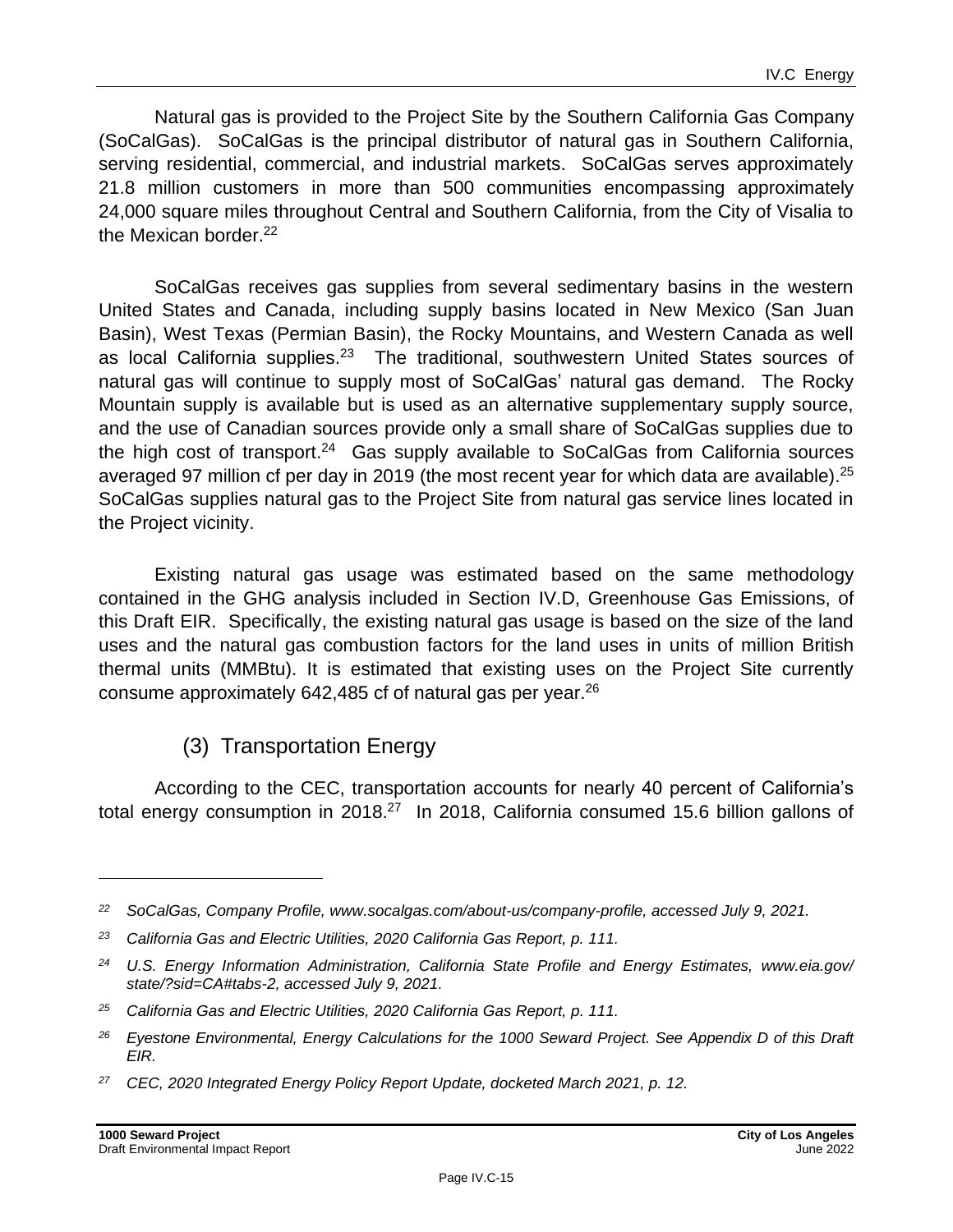Natural gas is provided to the Project Site by the Southern California Gas Company (SoCalGas). SoCalGas is the principal distributor of natural gas in Southern California, serving residential, commercial, and industrial markets. SoCalGas serves approximately 21.8 million customers in more than 500 communities encompassing approximately 24,000 square miles throughout Central and Southern California, from the City of Visalia to the Mexican border.[22]

SoCalGas receives gas supplies from several sedimentary basins in the western United States and Canada, including supply basins located in New Mexico (San Juan Basin), West Texas (Permian Basin), the Rocky Mountains, and Western Canada as well as local California supplies.[23] The traditional, southwestern United States sources of natural gas will continue to supply most of SoCalGas' natural gas demand. The Rocky Mountain supply is available but is used as an alternative supplementary supply source, and the use of Canadian sources provide only a small share of SoCalGas supplies due to the high cost of transport.[24] Gas supply available to SoCalGas from California sources averaged 97 million cf per day in 2019 (the most recent year for which data are available).[25] SoCalGas supplies natural gas to the Project Site from natural gas service lines located in the Project vicinity.

Existing natural gas usage was estimated based on the same methodology contained in the GHG analysis included in Section IV.D, Greenhouse Gas Emissions, of this Draft EIR. Specifically, the existing natural gas usage is based on the size of the land uses and the natural gas combustion factors for the land uses in units of million British thermal units (MMBtu). It is estimated that existing uses on the Project Site currently consume approximately 642,485 cf of natural gas per year.[26]

### (3) Transportation Energy

According to the CEC, transportation accounts for nearly 40 percent of California's total energy consumption in 2018.[27] In 2018, California consumed 15.6 billion gallons of

---

*[22] SoCalGas, Company Profile, www.socalgas.com/about-us/company-profile, accessed July 9, 2021.*

*[23] California Gas and Electric Utilities, 2020 California Gas Report, p. 111.*

*[24] U.S. Energy Information Administration, California State Profile and Energy Estimates, www.eia.gov/state/?sid=CA#tabs-2, accessed July 9, 2021.*

*[25] California Gas and Electric Utilities, 2020 California Gas Report, p. 111.*

*[26] Eyestone Environmental, Energy Calculations for the 1000 Seward Project. See Appendix D of this Draft EIR.*

*[27] CEC, 2020 Integrated Energy Policy Report Update, docketed March 2021, p. 12.*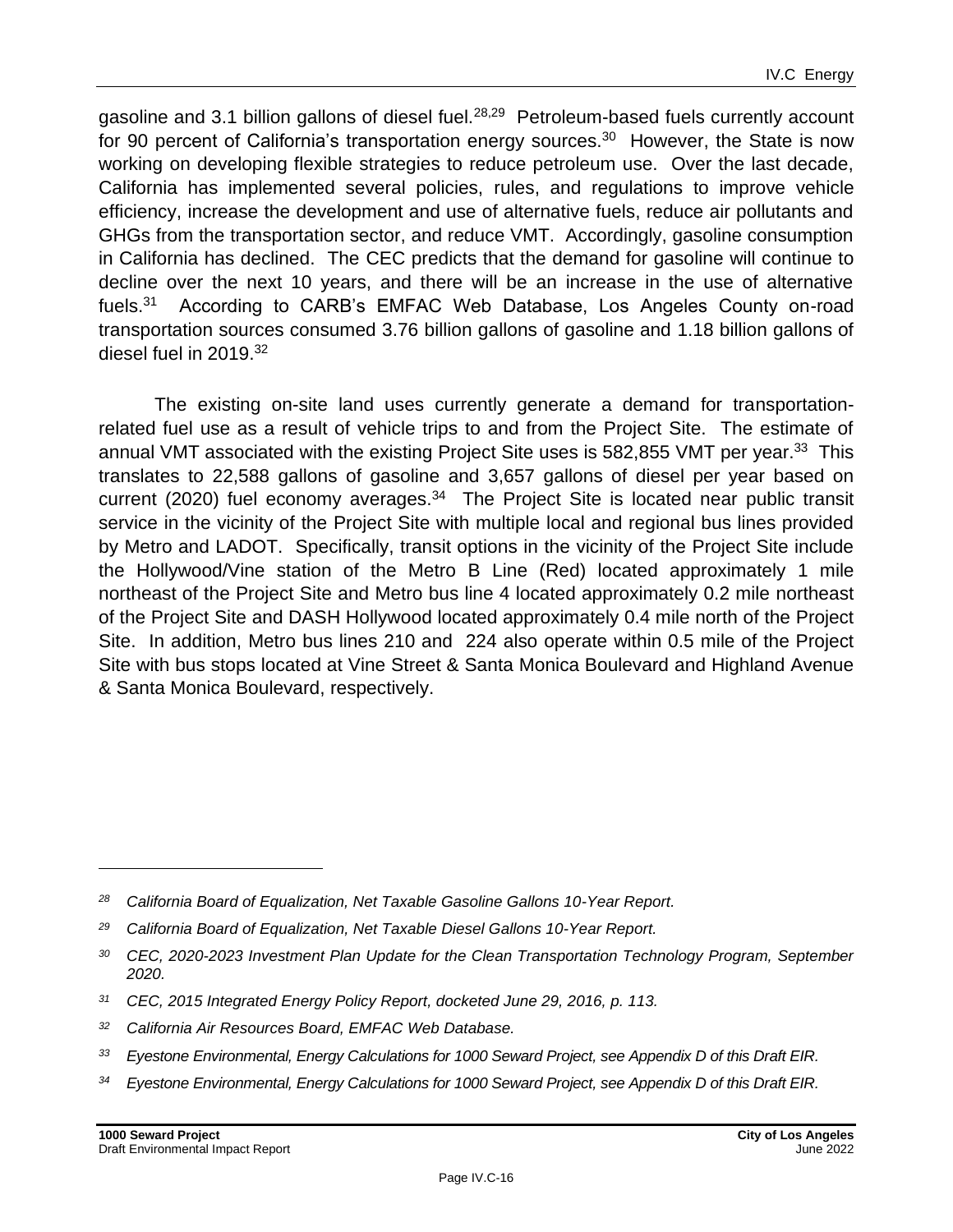gasoline and 3.1 billion gallons of diesel fuel.[28,29] Petroleum-based fuels currently account for 90 percent of California's transportation energy sources.[30] However, the State is now working on developing flexible strategies to reduce petroleum use. Over the last decade, California has implemented several policies, rules, and regulations to improve vehicle efficiency, increase the development and use of alternative fuels, reduce air pollutants and GHGs from the transportation sector, and reduce VMT. Accordingly, gasoline consumption in California has declined. The CEC predicts that the demand for gasoline will continue to decline over the next 10 years, and there will be an increase in the use of alternative fuels.[31] According to CARB's EMFAC Web Database, Los Angeles County on-road transportation sources consumed 3.76 billion gallons of gasoline and 1.18 billion gallons of diesel fuel in 2019.[32]

The existing on-site land uses currently generate a demand for transportation-related fuel use as a result of vehicle trips to and from the Project Site. The estimate of annual VMT associated with the existing Project Site uses is 582,855 VMT per year.[33] This translates to 22,588 gallons of gasoline and 3,657 gallons of diesel per year based on current (2020) fuel economy averages.[34] The Project Site is located near public transit service in the vicinity of the Project Site with multiple local and regional bus lines provided by Metro and LADOT. Specifically, transit options in the vicinity of the Project Site include the Hollywood/Vine station of the Metro B Line (Red) located approximately 1 mile northeast of the Project Site and Metro bus line 4 located approximately 0.2 mile northeast of the Project Site and DASH Hollywood located approximately 0.4 mile north of the Project Site. In addition, Metro bus lines 210 and 224 also operate within 0.5 mile of the Project Site with bus stops located at Vine Street & Santa Monica Boulevard and Highland Avenue & Santa Monica Boulevard, respectively.

---

[28] *California Board of Equalization, Net Taxable Gasoline Gallons 10-Year Report.*

[29] *California Board of Equalization, Net Taxable Diesel Gallons 10-Year Report.*

[30] *CEC, 2020-2023 Investment Plan Update for the Clean Transportation Technology Program, September 2020.*

[31] *CEC, 2015 Integrated Energy Policy Report, docketed June 29, 2016, p. 113.*

[32] *California Air Resources Board, EMFAC Web Database.*

[33] *Eyestone Environmental, Energy Calculations for 1000 Seward Project, see Appendix D of this Draft EIR.*

[34] *Eyestone Environmental, Energy Calculations for 1000 Seward Project, see Appendix D of this Draft EIR.*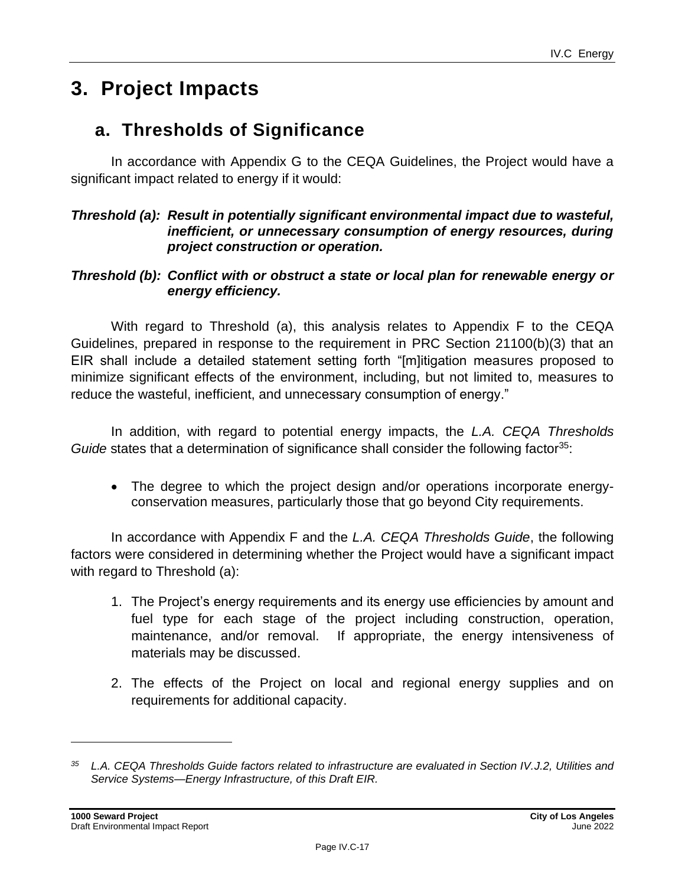# 3. Project Impacts

## a. Thresholds of Significance

In accordance with Appendix G to the CEQA Guidelines, the Project would have a significant impact related to energy if it would:

***Threshold (a): Result in potentially significant environmental impact due to wasteful, inefficient, or unnecessary consumption of energy resources, during project construction or operation.***

***Threshold (b): Conflict with or obstruct a state or local plan for renewable energy or energy efficiency.***

With regard to Threshold (a), this analysis relates to Appendix F to the CEQA Guidelines, prepared in response to the requirement in PRC Section 21100(b)(3) that an EIR shall include a detailed statement setting forth "[m]itigation measures proposed to minimize significant effects of the environment, including, but not limited to, measures to reduce the wasteful, inefficient, and unnecessary consumption of energy."

In addition, with regard to potential energy impacts, the *L.A. CEQA Thresholds Guide* states that a determination of significance shall consider the following factor[35]:

- The degree to which the project design and/or operations incorporate energy-conservation measures, particularly those that go beyond City requirements.

In accordance with Appendix F and the *L.A. CEQA Thresholds Guide*, the following factors were considered in determining whether the Project would have a significant impact with regard to Threshold (a):

1. The Project's energy requirements and its energy use efficiencies by amount and fuel type for each stage of the project including construction, operation, maintenance, and/or removal. If appropriate, the energy intensiveness of materials may be discussed.
2. The effects of the Project on local and regional energy supplies and on requirements for additional capacity.

---

[35] *L.A. CEQA Thresholds Guide factors related to infrastructure are evaluated in Section IV.J.2, Utilities and Service Systems—Energy Infrastructure, of this Draft EIR.*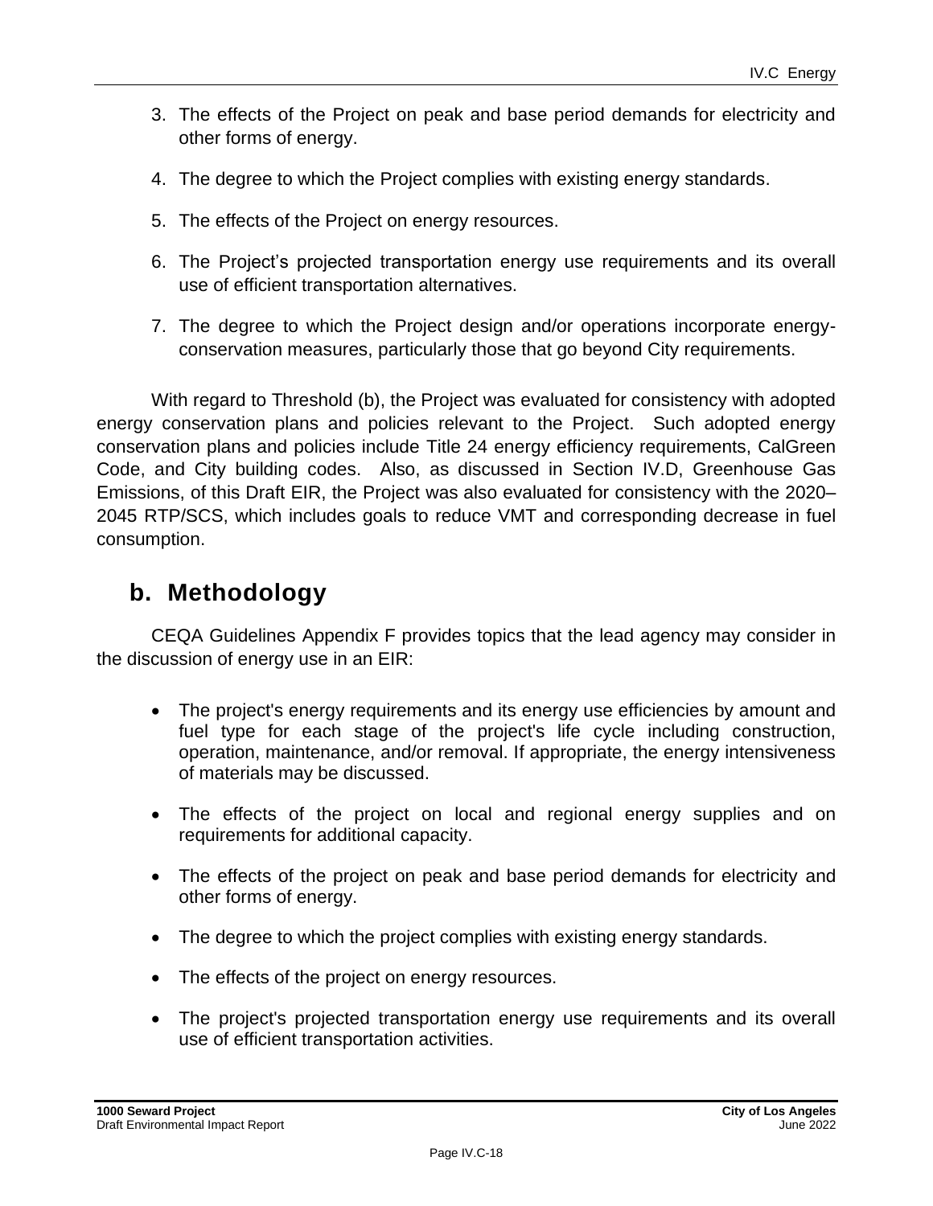3. The effects of the Project on peak and base period demands for electricity and other forms of energy.

4. The degree to which the Project complies with existing energy standards.

5. The effects of the Project on energy resources.

6. The Project's projected transportation energy use requirements and its overall use of efficient transportation alternatives.

7. The degree to which the Project design and/or operations incorporate energy-conservation measures, particularly those that go beyond City requirements.

With regard to Threshold (b), the Project was evaluated for consistency with adopted energy conservation plans and policies relevant to the Project. Such adopted energy conservation plans and policies include Title 24 energy efficiency requirements, CalGreen Code, and City building codes. Also, as discussed in Section IV.D, Greenhouse Gas Emissions, of this Draft EIR, the Project was also evaluated for consistency with the 2020–2045 RTP/SCS, which includes goals to reduce VMT and corresponding decrease in fuel consumption.

## b. Methodology

CEQA Guidelines Appendix F provides topics that the lead agency may consider in the discussion of energy use in an EIR:

- The project's energy requirements and its energy use efficiencies by amount and fuel type for each stage of the project's life cycle including construction, operation, maintenance, and/or removal. If appropriate, the energy intensiveness of materials may be discussed.

- The effects of the project on local and regional energy supplies and on requirements for additional capacity.

- The effects of the project on peak and base period demands for electricity and other forms of energy.

- The degree to which the project complies with existing energy standards.

- The effects of the project on energy resources.

- The project's projected transportation energy use requirements and its overall use of efficient transportation activities.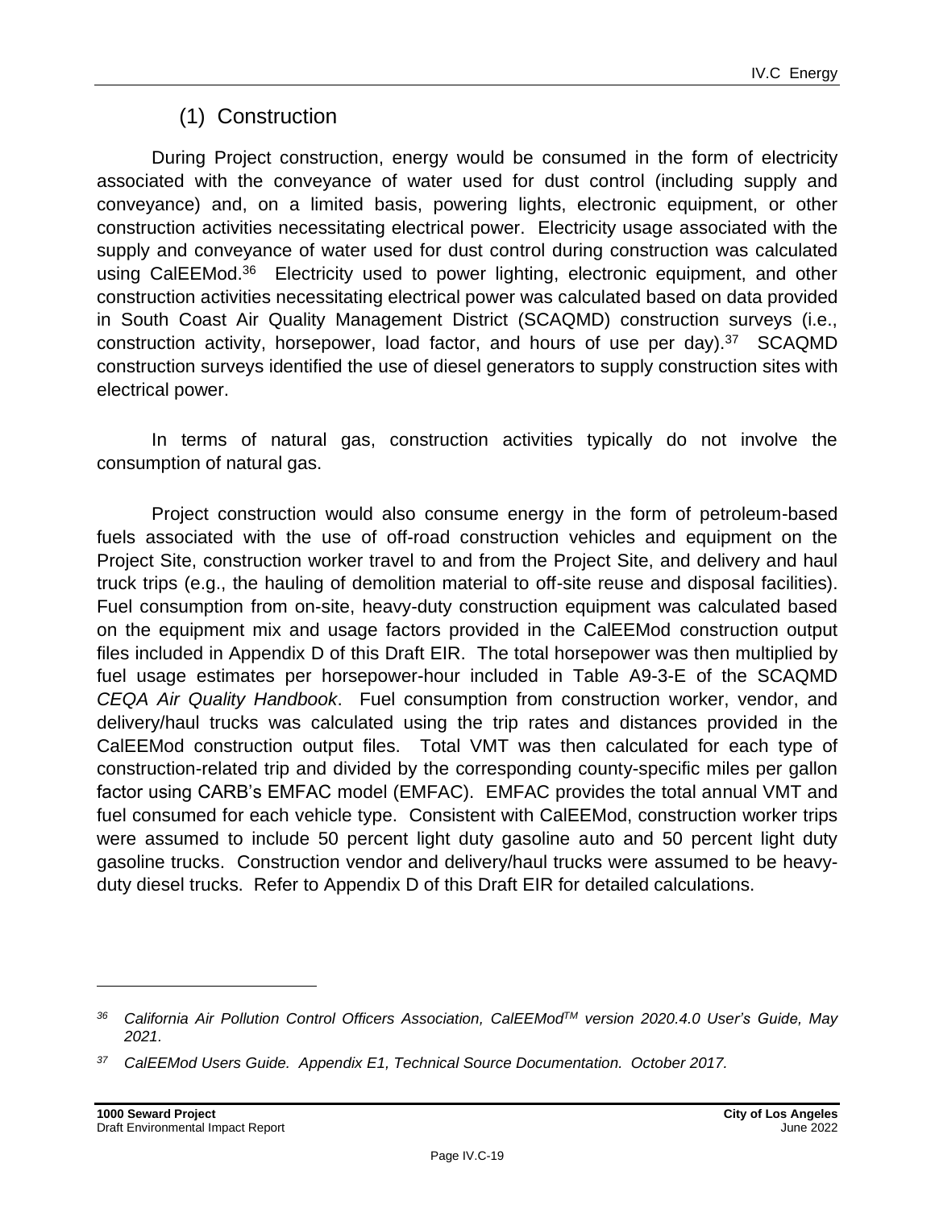### (1) Construction

During Project construction, energy would be consumed in the form of electricity associated with the conveyance of water used for dust control (including supply and conveyance) and, on a limited basis, powering lights, electronic equipment, or other construction activities necessitating electrical power. Electricity usage associated with the supply and conveyance of water used for dust control during construction was calculated using CalEEMod.[36] Electricity used to power lighting, electronic equipment, and other construction activities necessitating electrical power was calculated based on data provided in South Coast Air Quality Management District (SCAQMD) construction surveys (i.e., construction activity, horsepower, load factor, and hours of use per day).[37] SCAQMD construction surveys identified the use of diesel generators to supply construction sites with electrical power.

In terms of natural gas, construction activities typically do not involve the consumption of natural gas.

Project construction would also consume energy in the form of petroleum-based fuels associated with the use of off-road construction vehicles and equipment on the Project Site, construction worker travel to and from the Project Site, and delivery and haul truck trips (e.g., the hauling of demolition material to off-site reuse and disposal facilities). Fuel consumption from on-site, heavy-duty construction equipment was calculated based on the equipment mix and usage factors provided in the CalEEMod construction output files included in Appendix D of this Draft EIR. The total horsepower was then multiplied by fuel usage estimates per horsepower-hour included in Table A9-3-E of the SCAQMD *CEQA Air Quality Handbook*. Fuel consumption from construction worker, vendor, and delivery/haul trucks was calculated using the trip rates and distances provided in the CalEEMod construction output files. Total VMT was then calculated for each type of construction-related trip and divided by the corresponding county-specific miles per gallon factor using CARB's EMFAC model (EMFAC). EMFAC provides the total annual VMT and fuel consumed for each vehicle type. Consistent with CalEEMod, construction worker trips were assumed to include 50 percent light duty gasoline auto and 50 percent light duty gasoline trucks. Construction vendor and delivery/haul trucks were assumed to be heavy-duty diesel trucks. Refer to Appendix D of this Draft EIR for detailed calculations.

---

[36] *California Air Pollution Control Officers Association, CalEEMod™ version 2020.4.0 User's Guide, May 2021.*

[37] *CalEEMod Users Guide. Appendix E1, Technical Source Documentation. October 2017.*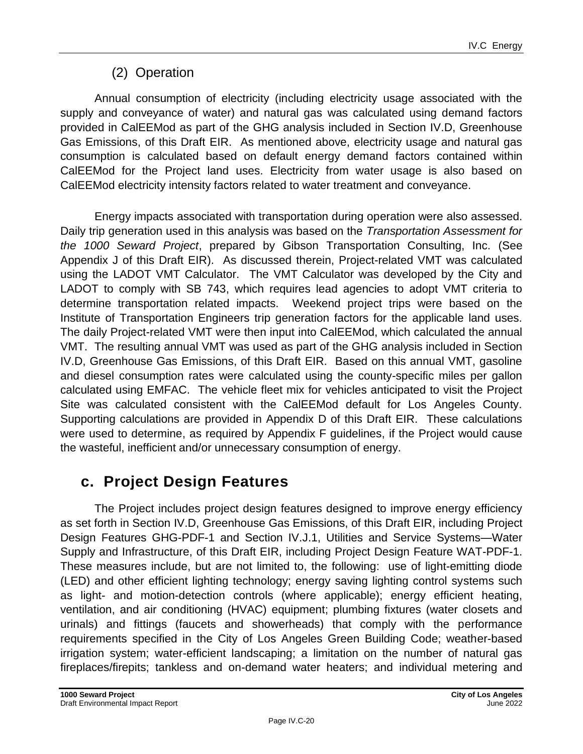### (2) Operation

Annual consumption of electricity (including electricity usage associated with the supply and conveyance of water) and natural gas was calculated using demand factors provided in CalEEMod as part of the GHG analysis included in Section IV.D, Greenhouse Gas Emissions, of this Draft EIR. As mentioned above, electricity usage and natural gas consumption is calculated based on default energy demand factors contained within CalEEMod for the Project land uses. Electricity from water usage is also based on CalEEMod electricity intensity factors related to water treatment and conveyance.

Energy impacts associated with transportation during operation were also assessed. Daily trip generation used in this analysis was based on the *Transportation Assessment for the 1000 Seward Project*, prepared by Gibson Transportation Consulting, Inc. (See Appendix J of this Draft EIR). As discussed therein, Project-related VMT was calculated using the LADOT VMT Calculator. The VMT Calculator was developed by the City and LADOT to comply with SB 743, which requires lead agencies to adopt VMT criteria to determine transportation related impacts. Weekend project trips were based on the Institute of Transportation Engineers trip generation factors for the applicable land uses. The daily Project-related VMT were then input into CalEEMod, which calculated the annual VMT. The resulting annual VMT was used as part of the GHG analysis included in Section IV.D, Greenhouse Gas Emissions, of this Draft EIR. Based on this annual VMT, gasoline and diesel consumption rates were calculated using the county-specific miles per gallon calculated using EMFAC. The vehicle fleet mix for vehicles anticipated to visit the Project Site was calculated consistent with the CalEEMod default for Los Angeles County. Supporting calculations are provided in Appendix D of this Draft EIR. These calculations were used to determine, as required by Appendix F guidelines, if the Project would cause the wasteful, inefficient and/or unnecessary consumption of energy.

## c. Project Design Features

The Project includes project design features designed to improve energy efficiency as set forth in Section IV.D, Greenhouse Gas Emissions, of this Draft EIR, including Project Design Features GHG-PDF-1 and Section IV.J.1, Utilities and Service Systems—Water Supply and Infrastructure, of this Draft EIR, including Project Design Feature WAT-PDF-1. These measures include, but are not limited to, the following: use of light-emitting diode (LED) and other efficient lighting technology; energy saving lighting control systems such as light- and motion-detection controls (where applicable); energy efficient heating, ventilation, and air conditioning (HVAC) equipment; plumbing fixtures (water closets and urinals) and fittings (faucets and showerheads) that comply with the performance requirements specified in the City of Los Angeles Green Building Code; weather-based irrigation system; water-efficient landscaping; a limitation on the number of natural gas fireplaces/firepits; tankless and on-demand water heaters; and individual metering and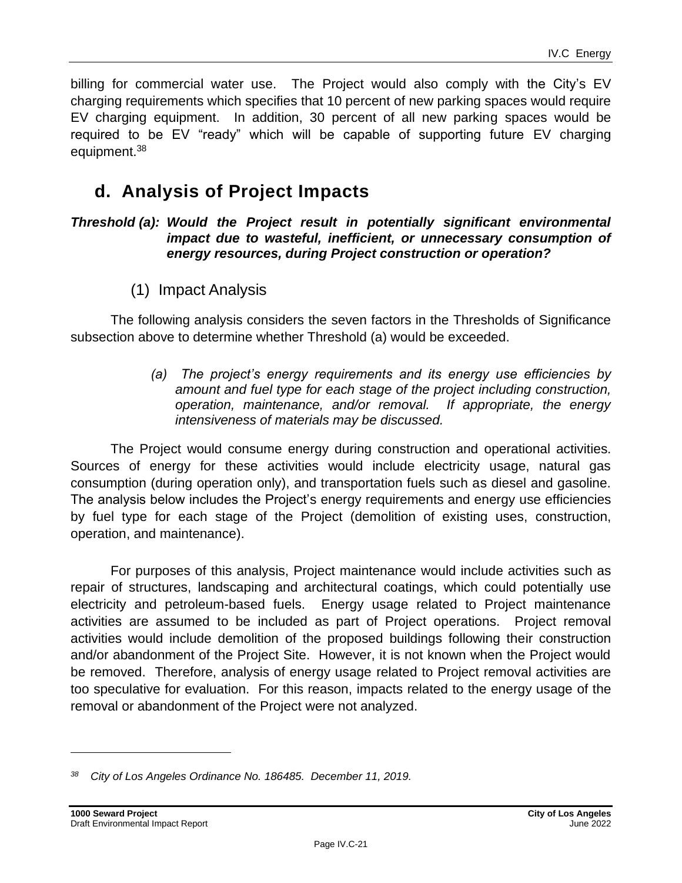billing for commercial water use. The Project would also comply with the City's EV charging requirements which specifies that 10 percent of new parking spaces would require EV charging equipment. In addition, 30 percent of all new parking spaces would be required to be EV "ready" which will be capable of supporting future EV charging equipment.[38]

## d. Analysis of Project Impacts

***Threshold (a): Would the Project result in potentially significant environmental impact due to wasteful, inefficient, or unnecessary consumption of energy resources, during Project construction or operation?***

### (1) Impact Analysis

The following analysis considers the seven factors in the Thresholds of Significance subsection above to determine whether Threshold (a) would be exceeded.

> *(a) The project's energy requirements and its energy use efficiencies by amount and fuel type for each stage of the project including construction, operation, maintenance, and/or removal. If appropriate, the energy intensiveness of materials may be discussed.*

The Project would consume energy during construction and operational activities. Sources of energy for these activities would include electricity usage, natural gas consumption (during operation only), and transportation fuels such as diesel and gasoline. The analysis below includes the Project's energy requirements and energy use efficiencies by fuel type for each stage of the Project (demolition of existing uses, construction, operation, and maintenance).

For purposes of this analysis, Project maintenance would include activities such as repair of structures, landscaping and architectural coatings, which could potentially use electricity and petroleum-based fuels. Energy usage related to Project maintenance activities are assumed to be included as part of Project operations. Project removal activities would include demolition of the proposed buildings following their construction and/or abandonment of the Project Site. However, it is not known when the Project would be removed. Therefore, analysis of energy usage related to Project removal activities are too speculative for evaluation. For this reason, impacts related to the energy usage of the removal or abandonment of the Project were not analyzed.

---

[38] *City of Los Angeles Ordinance No. 186485. December 11, 2019.*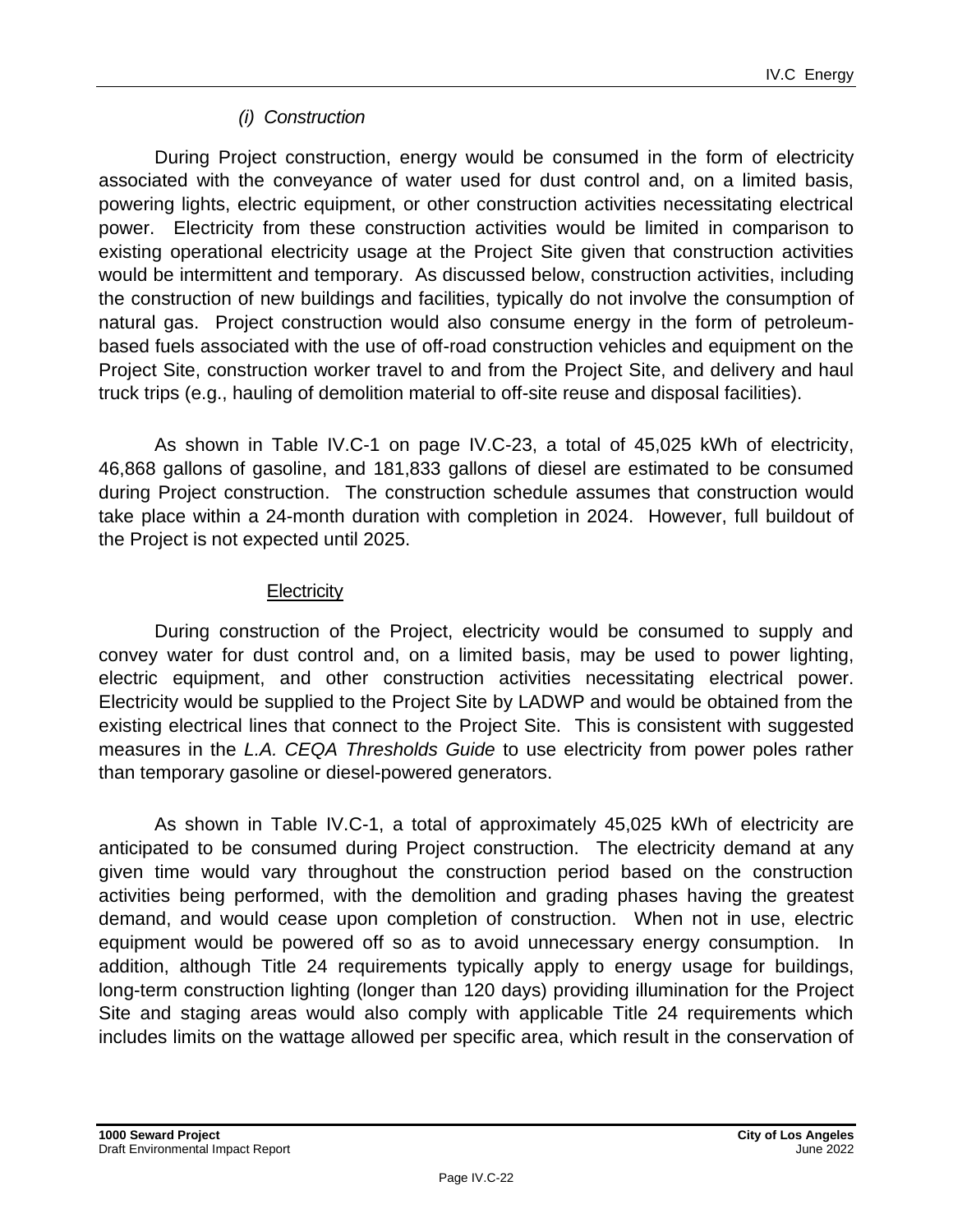#### *(i) Construction*

During Project construction, energy would be consumed in the form of electricity associated with the conveyance of water used for dust control and, on a limited basis, powering lights, electric equipment, or other construction activities necessitating electrical power. Electricity from these construction activities would be limited in comparison to existing operational electricity usage at the Project Site given that construction activities would be intermittent and temporary. As discussed below, construction activities, including the construction of new buildings and facilities, typically do not involve the consumption of natural gas. Project construction would also consume energy in the form of petroleum-based fuels associated with the use of off-road construction vehicles and equipment on the Project Site, construction worker travel to and from the Project Site, and delivery and haul truck trips (e.g., hauling of demolition material to off-site reuse and disposal facilities).

As shown in Table IV.C-1 on page IV.C-23, a total of 45,025 kWh of electricity, 46,868 gallons of gasoline, and 181,833 gallons of diesel are estimated to be consumed during Project construction. The construction schedule assumes that construction would take place within a 24-month duration with completion in 2024. However, full buildout of the Project is not expected until 2025.

<u>Electricity</u>

During construction of the Project, electricity would be consumed to supply and convey water for dust control and, on a limited basis, may be used to power lighting, electric equipment, and other construction activities necessitating electrical power. Electricity would be supplied to the Project Site by LADWP and would be obtained from the existing electrical lines that connect to the Project Site. This is consistent with suggested measures in the *L.A. CEQA Thresholds Guide* to use electricity from power poles rather than temporary gasoline or diesel-powered generators.

As shown in Table IV.C-1, a total of approximately 45,025 kWh of electricity are anticipated to be consumed during Project construction. The electricity demand at any given time would vary throughout the construction period based on the construction activities being performed, with the demolition and grading phases having the greatest demand, and would cease upon completion of construction. When not in use, electric equipment would be powered off so as to avoid unnecessary energy consumption. In addition, although Title 24 requirements typically apply to energy usage for buildings, long-term construction lighting (longer than 120 days) providing illumination for the Project Site and staging areas would also comply with applicable Title 24 requirements which includes limits on the wattage allowed per specific area, which result in the conservation of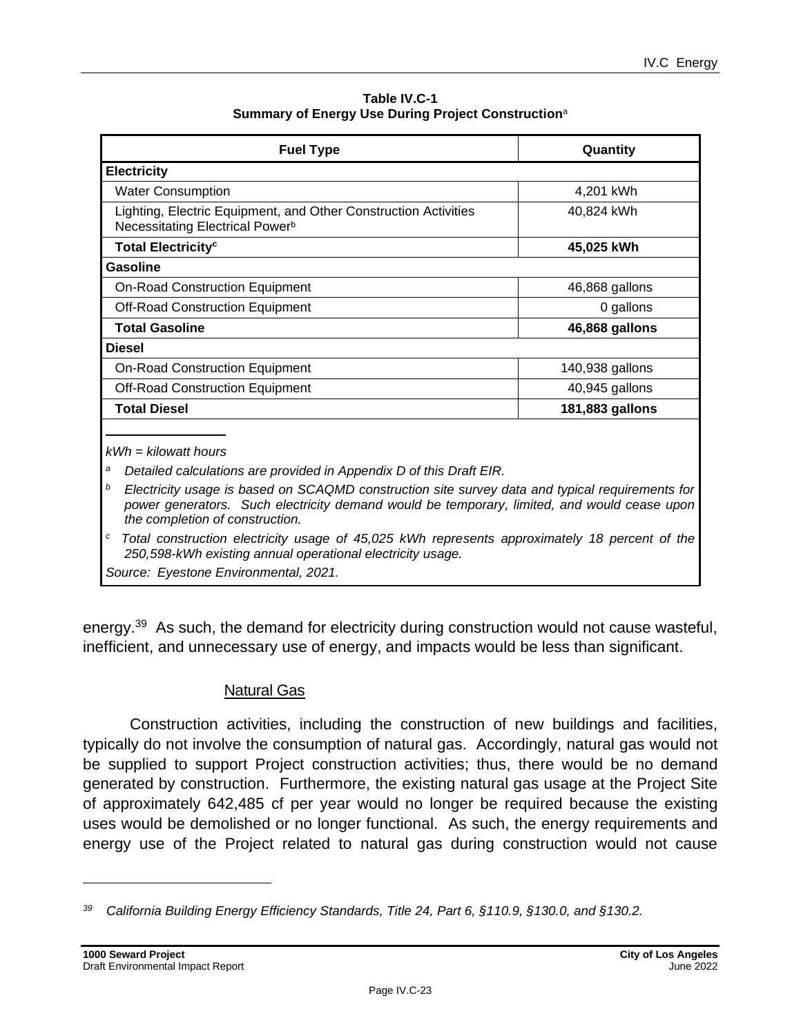**Table IV.C-1**
**Summary of Energy Use During Project Construction**[a]

| Fuel Type | Quantity |
|---|---|
| **Electricity** | |
| Water Consumption | 4,201 kWh |
| Lighting, Electric Equipment, and Other Construction Activities Necessitating Electrical Power[b] | 40,824 kWh |
| **Total Electricity**[c] | **45,025 kWh** |
| **Gasoline** | |
| On-Road Construction Equipment | 46,868 gallons |
| Off-Road Construction Equipment | 0 gallons |
| **Total Gasoline** | **46,868 gallons** |
| **Diesel** | |
| On-Road Construction Equipment | 140,938 gallons |
| Off-Road Construction Equipment | 40,945 gallons |
| **Total Diesel** | **181,883 gallons** |

*kWh = kilowatt hours*

[a] *Detailed calculations are provided in Appendix D of this Draft EIR.*

[b] *Electricity usage is based on SCAQMD construction site survey data and typical requirements for power generators. Such electricity demand would be temporary, limited, and would cease upon the completion of construction.*

[c] *Total construction electricity usage of 45,025 kWh represents approximately 18 percent of the 250,598-kWh existing annual operational electricity usage.*

*Source: Eyestone Environmental, 2021.*

energy.[39] As such, the demand for electricity during construction would not cause wasteful, inefficient, and unnecessary use of energy, and impacts would be less than significant.

Natural Gas

Construction activities, including the construction of new buildings and facilities, typically do not involve the consumption of natural gas. Accordingly, natural gas would not be supplied to support Project construction activities; thus, there would be no demand generated by construction. Furthermore, the existing natural gas usage at the Project Site of approximately 642,485 cf per year would no longer be required because the existing uses would be demolished or no longer functional. As such, the energy requirements and energy use of the Project related to natural gas during construction would not cause

[39] *California Building Energy Efficiency Standards, Title 24, Part 6, §110.9, §130.0, and §130.2.*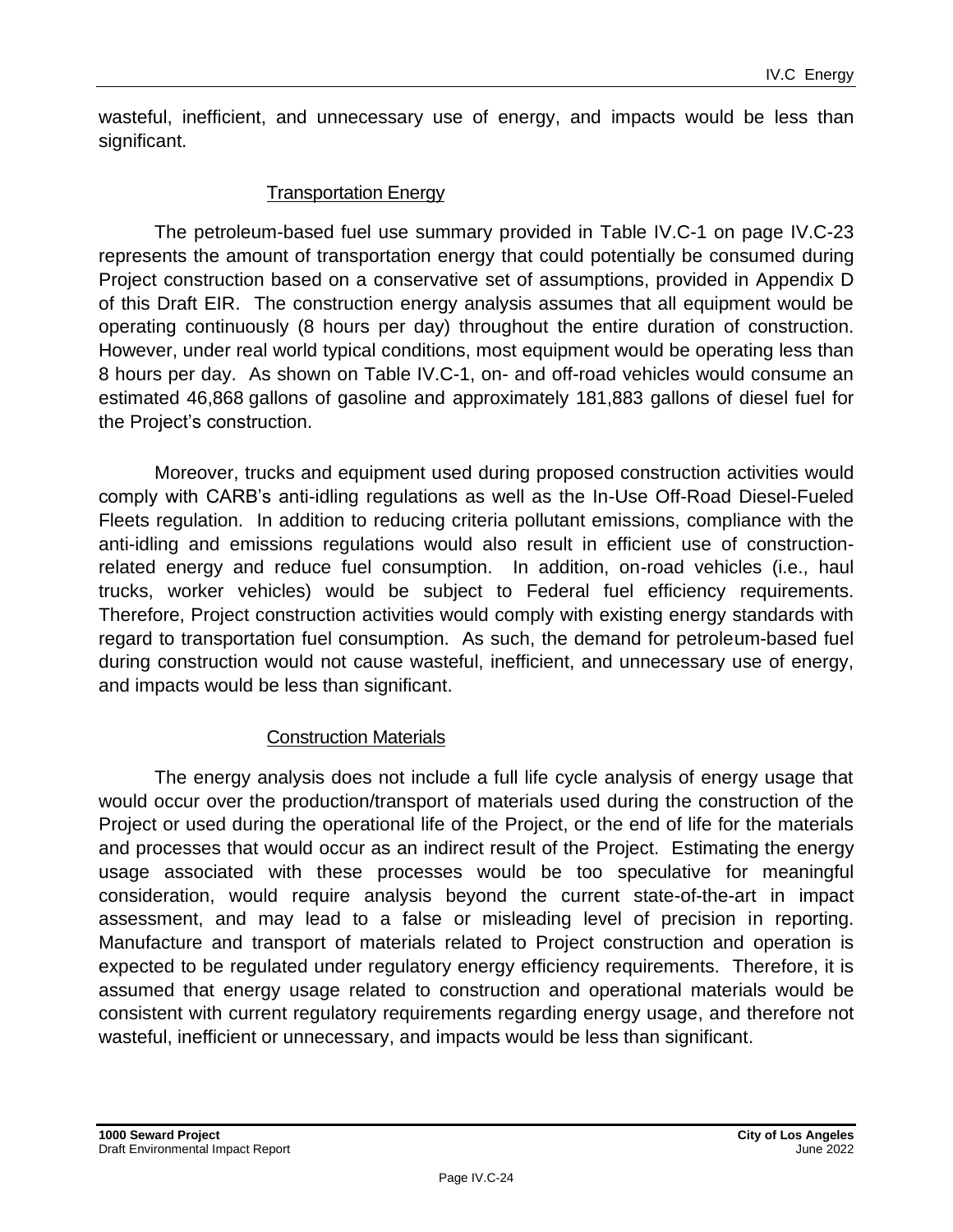wasteful, inefficient, and unnecessary use of energy, and impacts would be less than significant.

#### Transportation Energy

The petroleum-based fuel use summary provided in Table IV.C-1 on page IV.C-23 represents the amount of transportation energy that could potentially be consumed during Project construction based on a conservative set of assumptions, provided in Appendix D of this Draft EIR. The construction energy analysis assumes that all equipment would be operating continuously (8 hours per day) throughout the entire duration of construction. However, under real world typical conditions, most equipment would be operating less than 8 hours per day. As shown on Table IV.C-1, on- and off-road vehicles would consume an estimated 46,868 gallons of gasoline and approximately 181,883 gallons of diesel fuel for the Project's construction.

Moreover, trucks and equipment used during proposed construction activities would comply with CARB's anti-idling regulations as well as the In-Use Off-Road Diesel-Fueled Fleets regulation. In addition to reducing criteria pollutant emissions, compliance with the anti-idling and emissions regulations would also result in efficient use of construction-related energy and reduce fuel consumption. In addition, on-road vehicles (i.e., haul trucks, worker vehicles) would be subject to Federal fuel efficiency requirements. Therefore, Project construction activities would comply with existing energy standards with regard to transportation fuel consumption. As such, the demand for petroleum-based fuel during construction would not cause wasteful, inefficient, and unnecessary use of energy, and impacts would be less than significant.

#### Construction Materials

The energy analysis does not include a full life cycle analysis of energy usage that would occur over the production/transport of materials used during the construction of the Project or used during the operational life of the Project, or the end of life for the materials and processes that would occur as an indirect result of the Project. Estimating the energy usage associated with these processes would be too speculative for meaningful consideration, would require analysis beyond the current state-of-the-art in impact assessment, and may lead to a false or misleading level of precision in reporting. Manufacture and transport of materials related to Project construction and operation is expected to be regulated under regulatory energy efficiency requirements. Therefore, it is assumed that energy usage related to construction and operational materials would be consistent with current regulatory requirements regarding energy usage, and therefore not wasteful, inefficient or unnecessary, and impacts would be less than significant.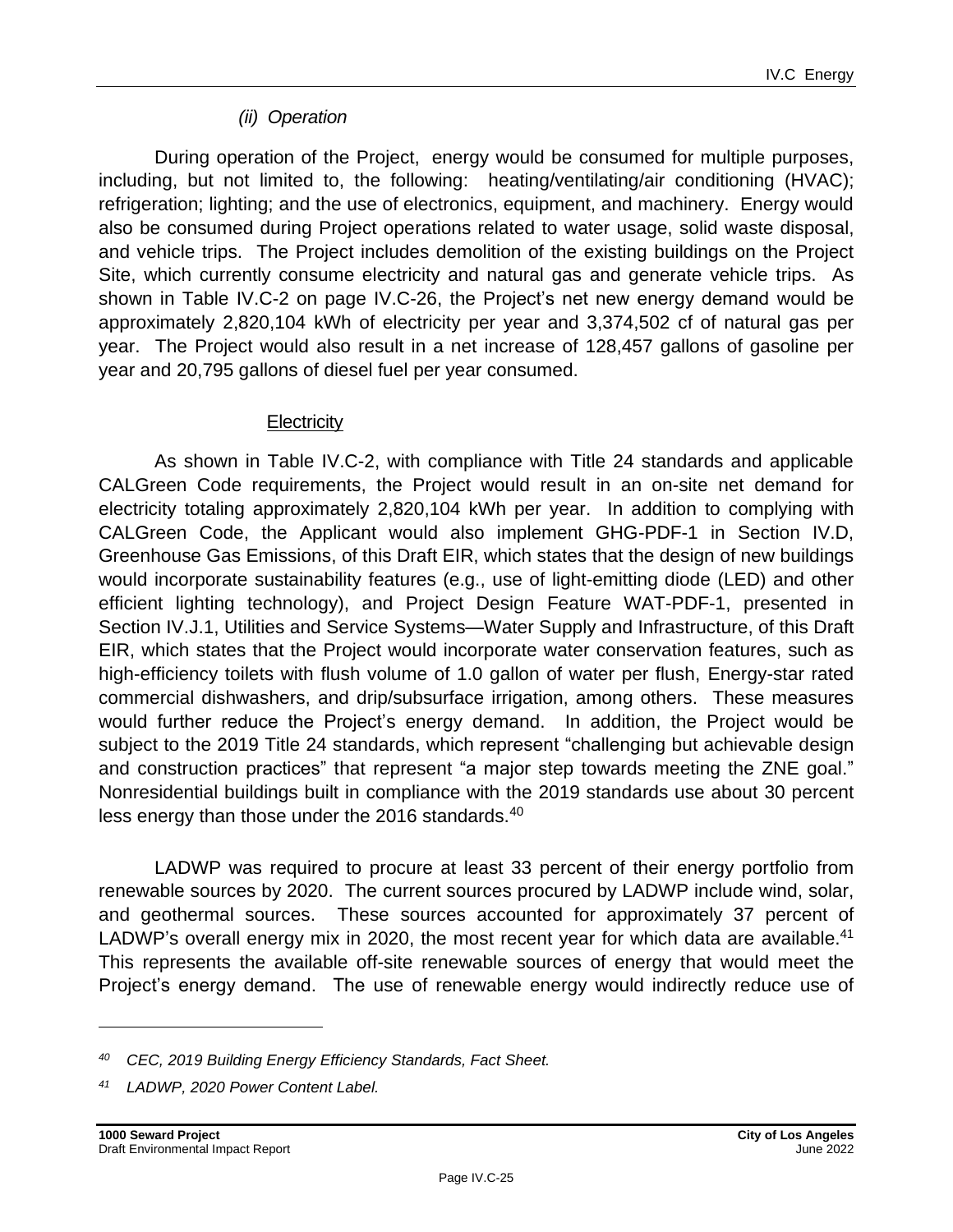*(ii) Operation*

During operation of the Project, energy would be consumed for multiple purposes, including, but not limited to, the following: heating/ventilating/air conditioning (HVAC); refrigeration; lighting; and the use of electronics, equipment, and machinery. Energy would also be consumed during Project operations related to water usage, solid waste disposal, and vehicle trips. The Project includes demolition of the existing buildings on the Project Site, which currently consume electricity and natural gas and generate vehicle trips. As shown in Table IV.C-2 on page IV.C-26, the Project's net new energy demand would be approximately 2,820,104 kWh of electricity per year and 3,374,502 cf of natural gas per year. The Project would also result in a net increase of 128,457 gallons of gasoline per year and 20,795 gallons of diesel fuel per year consumed.

<u>Electricity</u>

As shown in Table IV.C-2, with compliance with Title 24 standards and applicable CALGreen Code requirements, the Project would result in an on-site net demand for electricity totaling approximately 2,820,104 kWh per year. In addition to complying with CALGreen Code, the Applicant would also implement GHG-PDF-1 in Section IV.D, Greenhouse Gas Emissions, of this Draft EIR, which states that the design of new buildings would incorporate sustainability features (e.g., use of light-emitting diode (LED) and other efficient lighting technology), and Project Design Feature WAT-PDF-1, presented in Section IV.J.1, Utilities and Service Systems—Water Supply and Infrastructure, of this Draft EIR, which states that the Project would incorporate water conservation features, such as high-efficiency toilets with flush volume of 1.0 gallon of water per flush, Energy-star rated commercial dishwashers, and drip/subsurface irrigation, among others. These measures would further reduce the Project's energy demand. In addition, the Project would be subject to the 2019 Title 24 standards, which represent "challenging but achievable design and construction practices" that represent "a major step towards meeting the ZNE goal." Nonresidential buildings built in compliance with the 2019 standards use about 30 percent less energy than those under the 2016 standards.[40]

LADWP was required to procure at least 33 percent of their energy portfolio from renewable sources by 2020. The current sources procured by LADWP include wind, solar, and geothermal sources. These sources accounted for approximately 37 percent of LADWP's overall energy mix in 2020, the most recent year for which data are available.[41] This represents the available off-site renewable sources of energy that would meet the Project's energy demand. The use of renewable energy would indirectly reduce use of

---

[40] *CEC, 2019 Building Energy Efficiency Standards, Fact Sheet.*

[41] *LADWP, 2020 Power Content Label.*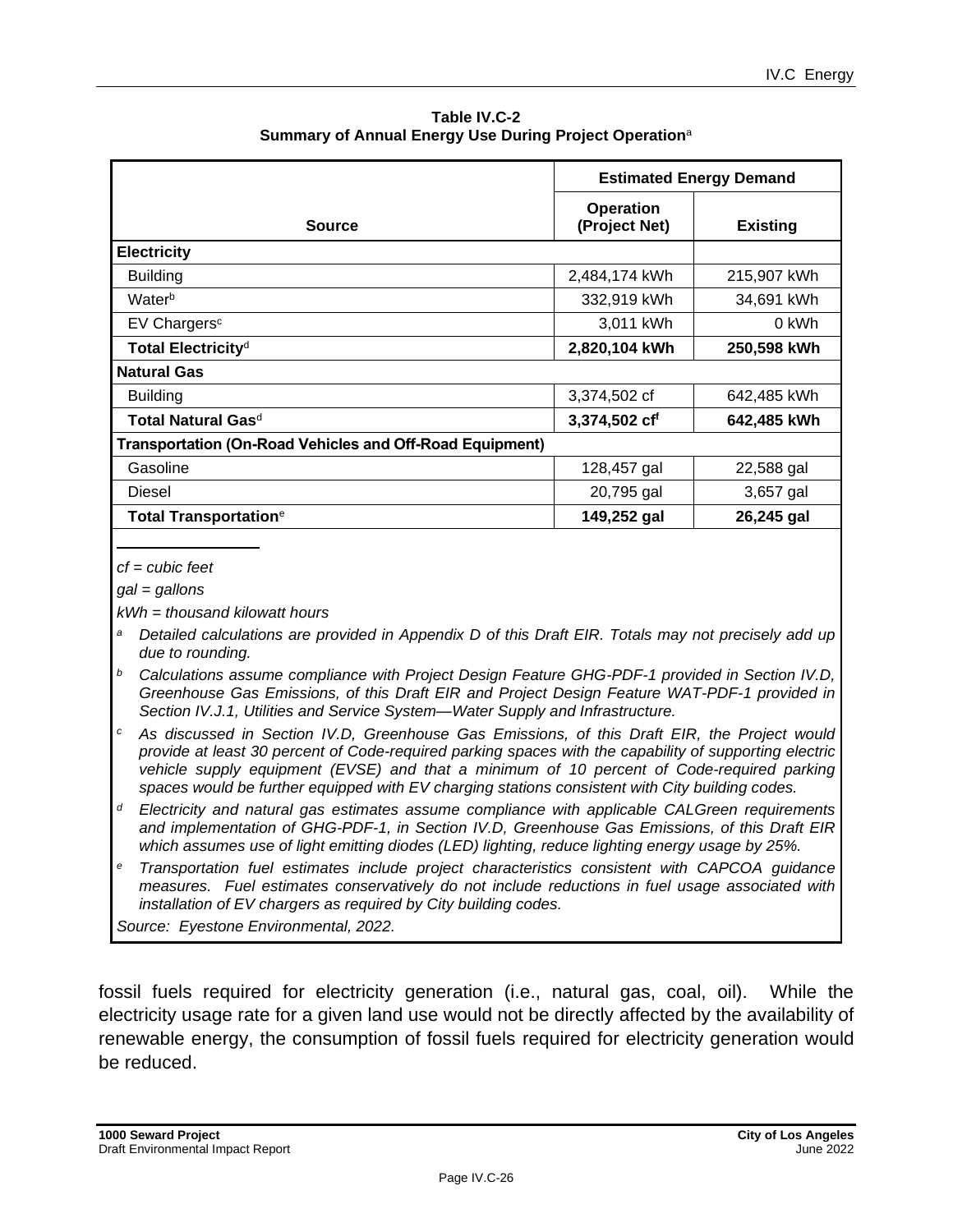**Table IV.C-2**
**Summary of Annual Energy Use During Project Operation**[a]

| Source | Estimated Energy Demand | |
|---|---|---|
| | **Operation (Project Net)** | **Existing** |
| **Electricity** | | |
| Building | 2,484,174 kWh | 215,907 kWh |
| Water[b] | 332,919 kWh | 34,691 kWh |
| EV Chargers[c] | 3,011 kWh | 0 kWh |
| **Total Electricity**[d] | **2,820,104 kWh** | **250,598 kWh** |
| **Natural Gas** | | |
| Building | 3,374,502 cf | 642,485 kWh |
| **Total Natural Gas**[d] | **3,374,502 cf**[f] | **642,485 kWh** |
| **Transportation (On-Road Vehicles and Off-Road Equipment)** | | |
| Gasoline | 128,457 gal | 22,588 gal |
| Diesel | 20,795 gal | 3,657 gal |
| **Total Transportation**[e] | **149,252 gal** | **26,245 gal** |

*cf = cubic feet*

*gal = gallons*

*kWh = thousand kilowatt hours*

[a] *Detailed calculations are provided in Appendix D of this Draft EIR. Totals may not precisely add up due to rounding.*

[b] *Calculations assume compliance with Project Design Feature GHG-PDF-1 provided in Section IV.D, Greenhouse Gas Emissions, of this Draft EIR and Project Design Feature WAT-PDF-1 provided in Section IV.J.1, Utilities and Service System—Water Supply and Infrastructure.*

[c] *As discussed in Section IV.D, Greenhouse Gas Emissions, of this Draft EIR, the Project would provide at least 30 percent of Code-required parking spaces with the capability of supporting electric vehicle supply equipment (EVSE) and that a minimum of 10 percent of Code-required parking spaces would be further equipped with EV charging stations consistent with City building codes.*

[d] *Electricity and natural gas estimates assume compliance with applicable CALGreen requirements and implementation of GHG-PDF-1, in Section IV.D, Greenhouse Gas Emissions, of this Draft EIR which assumes use of light emitting diodes (LED) lighting, reduce lighting energy usage by 25%.*

[e] *Transportation fuel estimates include project characteristics consistent with CAPCOA guidance measures. Fuel estimates conservatively do not include reductions in fuel usage associated with installation of EV chargers as required by City building codes.*

*Source: Eyestone Environmental, 2022.*

fossil fuels required for electricity generation (i.e., natural gas, coal, oil). While the electricity usage rate for a given land use would not be directly affected by the availability of renewable energy, the consumption of fossil fuels required for electricity generation would be reduced.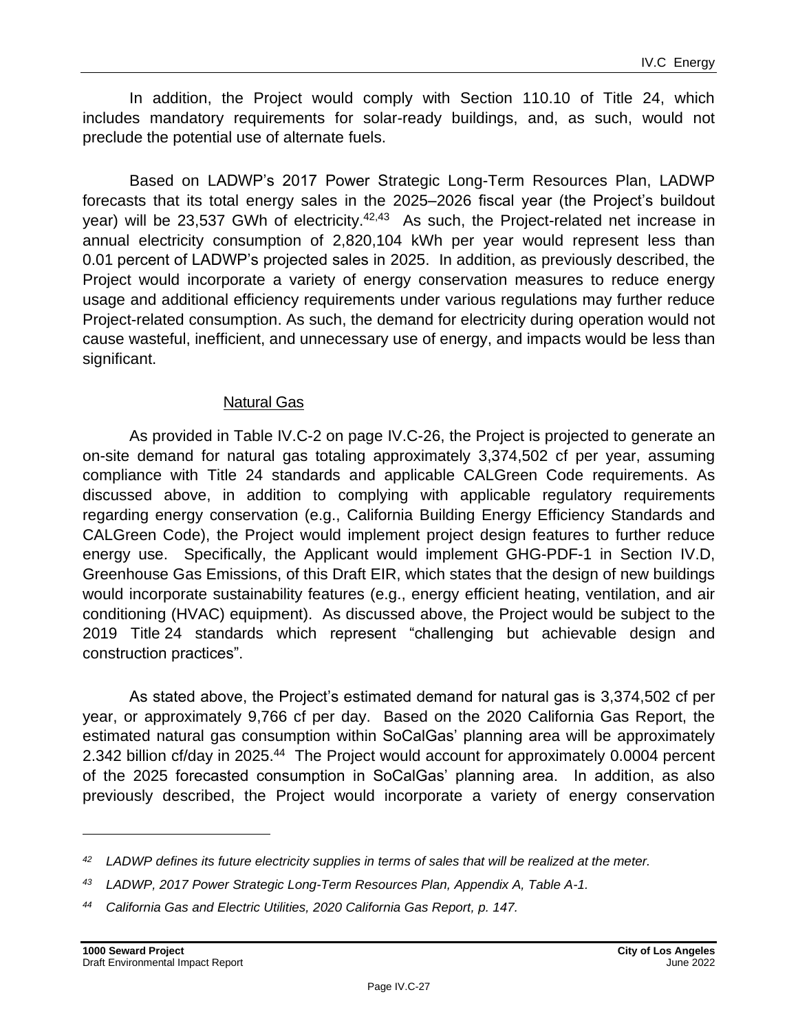In addition, the Project would comply with Section 110.10 of Title 24, which includes mandatory requirements for solar-ready buildings, and, as such, would not preclude the potential use of alternate fuels.

Based on LADWP's 2017 Power Strategic Long-Term Resources Plan, LADWP forecasts that its total energy sales in the 2025–2026 fiscal year (the Project's buildout year) will be 23,537 GWh of electricity.[42,43] As such, the Project-related net increase in annual electricity consumption of 2,820,104 kWh per year would represent less than 0.01 percent of LADWP's projected sales in 2025. In addition, as previously described, the Project would incorporate a variety of energy conservation measures to reduce energy usage and additional efficiency requirements under various regulations may further reduce Project-related consumption. As such, the demand for electricity during operation would not cause wasteful, inefficient, and unnecessary use of energy, and impacts would be less than significant.

<u>Natural Gas</u>

As provided in Table IV.C-2 on page IV.C-26, the Project is projected to generate an on-site demand for natural gas totaling approximately 3,374,502 cf per year, assuming compliance with Title 24 standards and applicable CALGreen Code requirements. As discussed above, in addition to complying with applicable regulatory requirements regarding energy conservation (e.g., California Building Energy Efficiency Standards and CALGreen Code), the Project would implement project design features to further reduce energy use. Specifically, the Applicant would implement GHG-PDF-1 in Section IV.D, Greenhouse Gas Emissions, of this Draft EIR, which states that the design of new buildings would incorporate sustainability features (e.g., energy efficient heating, ventilation, and air conditioning (HVAC) equipment). As discussed above, the Project would be subject to the 2019 Title 24 standards which represent "challenging but achievable design and construction practices".

As stated above, the Project's estimated demand for natural gas is 3,374,502 cf per year, or approximately 9,766 cf per day. Based on the 2020 California Gas Report, the estimated natural gas consumption within SoCalGas' planning area will be approximately 2.342 billion cf/day in 2025.[44] The Project would account for approximately 0.0004 percent of the 2025 forecasted consumption in SoCalGas' planning area. In addition, as also previously described, the Project would incorporate a variety of energy conservation

---

[42] *LADWP defines its future electricity supplies in terms of sales that will be realized at the meter.*

[43] *LADWP, 2017 Power Strategic Long-Term Resources Plan, Appendix A, Table A-1.*

[44] *California Gas and Electric Utilities, 2020 California Gas Report, p. 147.*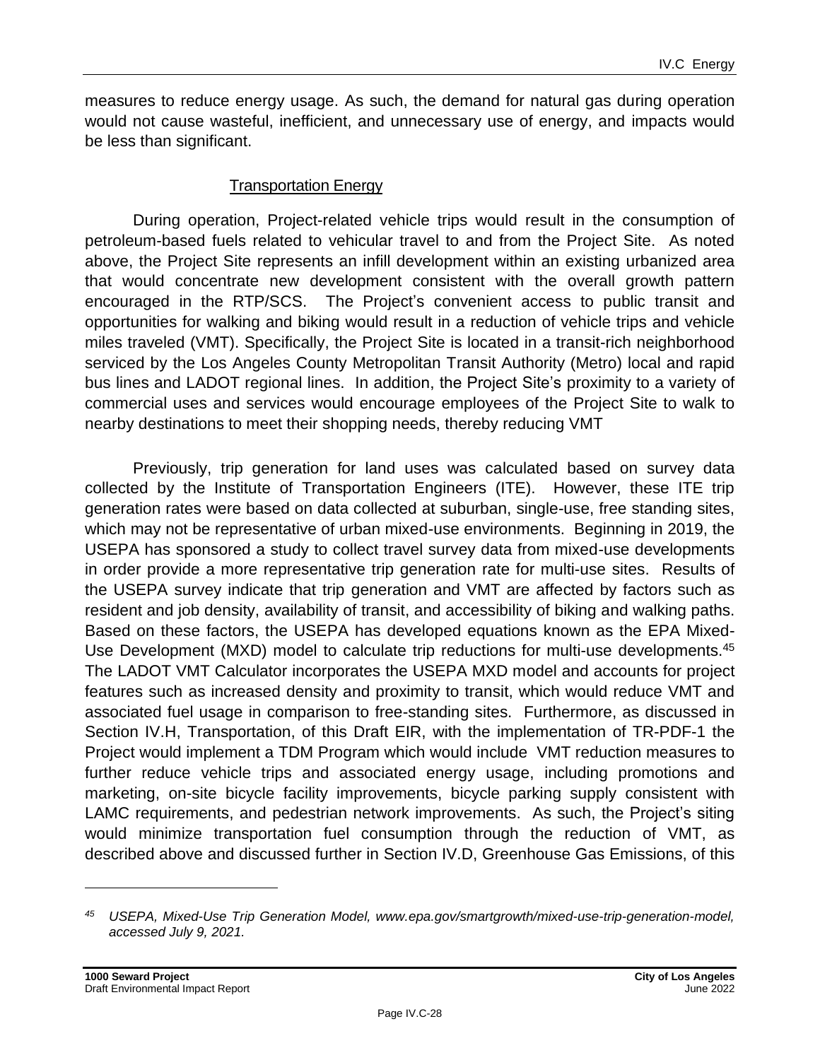measures to reduce energy usage. As such, the demand for natural gas during operation would not cause wasteful, inefficient, and unnecessary use of energy, and impacts would be less than significant.

Transportation Energy

During operation, Project-related vehicle trips would result in the consumption of petroleum-based fuels related to vehicular travel to and from the Project Site. As noted above, the Project Site represents an infill development within an existing urbanized area that would concentrate new development consistent with the overall growth pattern encouraged in the RTP/SCS. The Project's convenient access to public transit and opportunities for walking and biking would result in a reduction of vehicle trips and vehicle miles traveled (VMT). Specifically, the Project Site is located in a transit-rich neighborhood serviced by the Los Angeles County Metropolitan Transit Authority (Metro) local and rapid bus lines and LADOT regional lines. In addition, the Project Site's proximity to a variety of commercial uses and services would encourage employees of the Project Site to walk to nearby destinations to meet their shopping needs, thereby reducing VMT

Previously, trip generation for land uses was calculated based on survey data collected by the Institute of Transportation Engineers (ITE). However, these ITE trip generation rates were based on data collected at suburban, single-use, free standing sites, which may not be representative of urban mixed-use environments. Beginning in 2019, the USEPA has sponsored a study to collect travel survey data from mixed-use developments in order provide a more representative trip generation rate for multi-use sites. Results of the USEPA survey indicate that trip generation and VMT are affected by factors such as resident and job density, availability of transit, and accessibility of biking and walking paths. Based on these factors, the USEPA has developed equations known as the EPA Mixed-Use Development (MXD) model to calculate trip reductions for multi-use developments.[45] The LADOT VMT Calculator incorporates the USEPA MXD model and accounts for project features such as increased density and proximity to transit, which would reduce VMT and associated fuel usage in comparison to free-standing sites. Furthermore, as discussed in Section IV.H, Transportation, of this Draft EIR, with the implementation of TR-PDF-1 the Project would implement a TDM Program which would include VMT reduction measures to further reduce vehicle trips and associated energy usage, including promotions and marketing, on-site bicycle facility improvements, bicycle parking supply consistent with LAMC requirements, and pedestrian network improvements. As such, the Project's siting would minimize transportation fuel consumption through the reduction of VMT, as described above and discussed further in Section IV.D, Greenhouse Gas Emissions, of this

[45] *USEPA, Mixed-Use Trip Generation Model, www.epa.gov/smartgrowth/mixed-use-trip-generation-model, accessed July 9, 2021.*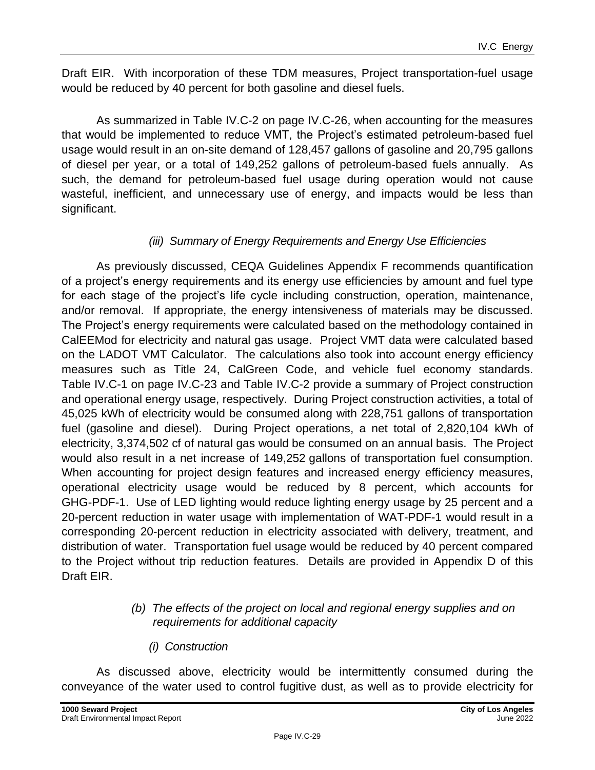Draft EIR. With incorporation of these TDM measures, Project transportation-fuel usage would be reduced by 40 percent for both gasoline and diesel fuels.

As summarized in Table IV.C-2 on page IV.C-26, when accounting for the measures that would be implemented to reduce VMT, the Project's estimated petroleum-based fuel usage would result in an on-site demand of 128,457 gallons of gasoline and 20,795 gallons of diesel per year, or a total of 149,252 gallons of petroleum-based fuels annually. As such, the demand for petroleum-based fuel usage during operation would not cause wasteful, inefficient, and unnecessary use of energy, and impacts would be less than significant.

*(iii) Summary of Energy Requirements and Energy Use Efficiencies*

As previously discussed, CEQA Guidelines Appendix F recommends quantification of a project's energy requirements and its energy use efficiencies by amount and fuel type for each stage of the project's life cycle including construction, operation, maintenance, and/or removal. If appropriate, the energy intensiveness of materials may be discussed. The Project's energy requirements were calculated based on the methodology contained in CalEEMod for electricity and natural gas usage. Project VMT data were calculated based on the LADOT VMT Calculator. The calculations also took into account energy efficiency measures such as Title 24, CalGreen Code, and vehicle fuel economy standards. Table IV.C-1 on page IV.C-23 and Table IV.C-2 provide a summary of Project construction and operational energy usage, respectively. During Project construction activities, a total of 45,025 kWh of electricity would be consumed along with 228,751 gallons of transportation fuel (gasoline and diesel). During Project operations, a net total of 2,820,104 kWh of electricity, 3,374,502 cf of natural gas would be consumed on an annual basis. The Project would also result in a net increase of 149,252 gallons of transportation fuel consumption. When accounting for project design features and increased energy efficiency measures, operational electricity usage would be reduced by 8 percent, which accounts for GHG-PDF-1. Use of LED lighting would reduce lighting energy usage by 25 percent and a 20-percent reduction in water usage with implementation of WAT-PDF-1 would result in a corresponding 20-percent reduction in electricity associated with delivery, treatment, and distribution of water. Transportation fuel usage would be reduced by 40 percent compared to the Project without trip reduction features. Details are provided in Appendix D of this Draft EIR.

*(b) The effects of the project on local and regional energy supplies and on requirements for additional capacity*

*(i) Construction*

As discussed above, electricity would be intermittently consumed during the conveyance of the water used to control fugitive dust, as well as to provide electricity for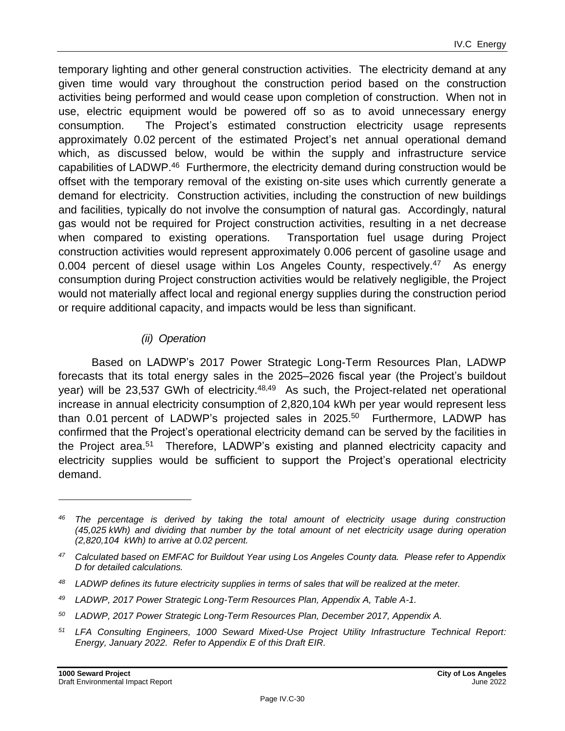temporary lighting and other general construction activities. The electricity demand at any given time would vary throughout the construction period based on the construction activities being performed and would cease upon completion of construction. When not in use, electric equipment would be powered off so as to avoid unnecessary energy consumption. The Project's estimated construction electricity usage represents approximately 0.02 percent of the estimated Project's net annual operational demand which, as discussed below, would be within the supply and infrastructure service capabilities of LADWP.[46] Furthermore, the electricity demand during construction would be offset with the temporary removal of the existing on-site uses which currently generate a demand for electricity. Construction activities, including the construction of new buildings and facilities, typically do not involve the consumption of natural gas. Accordingly, natural gas would not be required for Project construction activities, resulting in a net decrease when compared to existing operations. Transportation fuel usage during Project construction activities would represent approximately 0.006 percent of gasoline usage and 0.004 percent of diesel usage within Los Angeles County, respectively.[47] As energy consumption during Project construction activities would be relatively negligible, the Project would not materially affect local and regional energy supplies during the construction period or require additional capacity, and impacts would be less than significant.

*(ii) Operation*

Based on LADWP's 2017 Power Strategic Long-Term Resources Plan, LADWP forecasts that its total energy sales in the 2025–2026 fiscal year (the Project's buildout year) will be 23,537 GWh of electricity.[48,49] As such, the Project-related net operational increase in annual electricity consumption of 2,820,104 kWh per year would represent less than 0.01 percent of LADWP's projected sales in 2025.[50] Furthermore, LADWP has confirmed that the Project's operational electricity demand can be served by the facilities in the Project area.[51] Therefore, LADWP's existing and planned electricity capacity and electricity supplies would be sufficient to support the Project's operational electricity demand.

---

*46 The percentage is derived by taking the total amount of electricity usage during construction (45,025 kWh) and dividing that number by the total amount of net electricity usage during operation (2,820,104 kWh) to arrive at 0.02 percent.*

*47 Calculated based on EMFAC for Buildout Year using Los Angeles County data. Please refer to Appendix D for detailed calculations.*

*48 LADWP defines its future electricity supplies in terms of sales that will be realized at the meter.*

*49 LADWP, 2017 Power Strategic Long-Term Resources Plan, Appendix A, Table A-1.*

*50 LADWP, 2017 Power Strategic Long-Term Resources Plan, December 2017, Appendix A.*

*51 LFA Consulting Engineers, 1000 Seward Mixed-Use Project Utility Infrastructure Technical Report: Energy, January 2022. Refer to Appendix E of this Draft EIR.*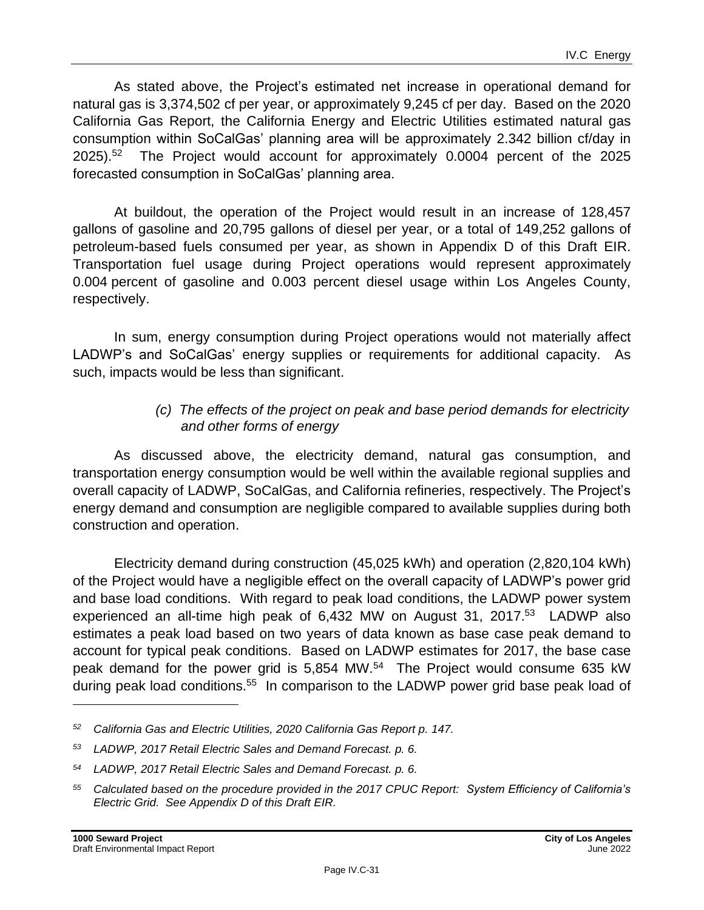As stated above, the Project's estimated net increase in operational demand for natural gas is 3,374,502 cf per year, or approximately 9,245 cf per day. Based on the 2020 California Gas Report, the California Energy and Electric Utilities estimated natural gas consumption within SoCalGas' planning area will be approximately 2.342 billion cf/day in 2025).[52] The Project would account for approximately 0.0004 percent of the 2025 forecasted consumption in SoCalGas' planning area.

At buildout, the operation of the Project would result in an increase of 128,457 gallons of gasoline and 20,795 gallons of diesel per year, or a total of 149,252 gallons of petroleum-based fuels consumed per year, as shown in Appendix D of this Draft EIR. Transportation fuel usage during Project operations would represent approximately 0.004 percent of gasoline and 0.003 percent diesel usage within Los Angeles County, respectively.

In sum, energy consumption during Project operations would not materially affect LADWP's and SoCalGas' energy supplies or requirements for additional capacity. As such, impacts would be less than significant.

*(c) The effects of the project on peak and base period demands for electricity and other forms of energy*

As discussed above, the electricity demand, natural gas consumption, and transportation energy consumption would be well within the available regional supplies and overall capacity of LADWP, SoCalGas, and California refineries, respectively. The Project's energy demand and consumption are negligible compared to available supplies during both construction and operation.

Electricity demand during construction (45,025 kWh) and operation (2,820,104 kWh) of the Project would have a negligible effect on the overall capacity of LADWP's power grid and base load conditions. With regard to peak load conditions, the LADWP power system experienced an all-time high peak of 6,432 MW on August 31, 2017.[53] LADWP also estimates a peak load based on two years of data known as base case peak demand to account for typical peak conditions. Based on LADWP estimates for 2017, the base case peak demand for the power grid is 5,854 MW.[54] The Project would consume 635 kW during peak load conditions.[55] In comparison to the LADWP power grid base peak load of

---

*52 California Gas and Electric Utilities, 2020 California Gas Report p. 147.*

*53 LADWP, 2017 Retail Electric Sales and Demand Forecast. p. 6.*

*54 LADWP, 2017 Retail Electric Sales and Demand Forecast. p. 6.*

*55 Calculated based on the procedure provided in the 2017 CPUC Report: System Efficiency of California's Electric Grid. See Appendix D of this Draft EIR.*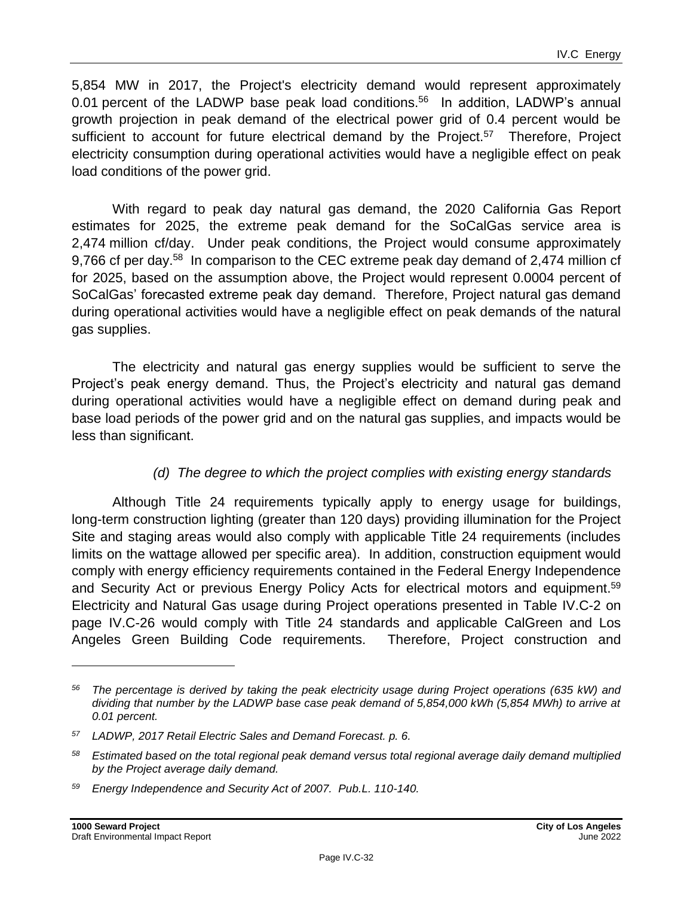5,854 MW in 2017, the Project's electricity demand would represent approximately 0.01 percent of the LADWP base peak load conditions.[56] In addition, LADWP's annual growth projection in peak demand of the electrical power grid of 0.4 percent would be sufficient to account for future electrical demand by the Project.[57] Therefore, Project electricity consumption during operational activities would have a negligible effect on peak load conditions of the power grid.

With regard to peak day natural gas demand, the 2020 California Gas Report estimates for 2025, the extreme peak demand for the SoCalGas service area is 2,474 million cf/day. Under peak conditions, the Project would consume approximately 9,766 cf per day.[58] In comparison to the CEC extreme peak day demand of 2,474 million cf for 2025, based on the assumption above, the Project would represent 0.0004 percent of SoCalGas' forecasted extreme peak day demand. Therefore, Project natural gas demand during operational activities would have a negligible effect on peak demands of the natural gas supplies.

The electricity and natural gas energy supplies would be sufficient to serve the Project's peak energy demand. Thus, the Project's electricity and natural gas demand during operational activities would have a negligible effect on demand during peak and base load periods of the power grid and on the natural gas supplies, and impacts would be less than significant.

*(d) The degree to which the project complies with existing energy standards*

Although Title 24 requirements typically apply to energy usage for buildings, long-term construction lighting (greater than 120 days) providing illumination for the Project Site and staging areas would also comply with applicable Title 24 requirements (includes limits on the wattage allowed per specific area). In addition, construction equipment would comply with energy efficiency requirements contained in the Federal Energy Independence and Security Act or previous Energy Policy Acts for electrical motors and equipment.[59] Electricity and Natural Gas usage during Project operations presented in Table IV.C-2 on page IV.C-26 would comply with Title 24 standards and applicable CalGreen and Los Angeles Green Building Code requirements. Therefore, Project construction and

---

*56 The percentage is derived by taking the peak electricity usage during Project operations (635 kW) and dividing that number by the LADWP base case peak demand of 5,854,000 kWh (5,854 MWh) to arrive at 0.01 percent.*

*57 LADWP, 2017 Retail Electric Sales and Demand Forecast. p. 6.*

*58 Estimated based on the total regional peak demand versus total regional average daily demand multiplied by the Project average daily demand.*

*59 Energy Independence and Security Act of 2007. Pub.L. 110-140.*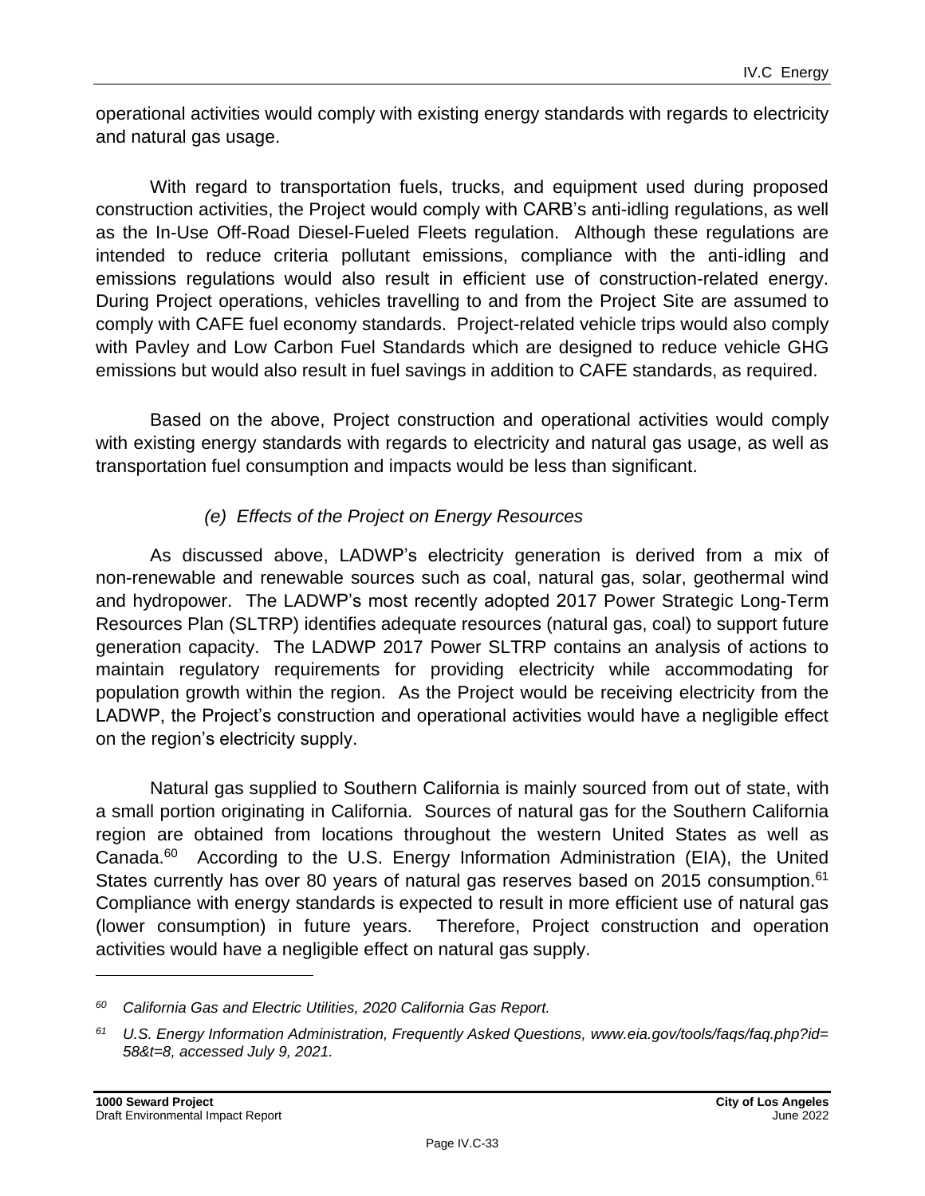operational activities would comply with existing energy standards with regards to electricity and natural gas usage.

With regard to transportation fuels, trucks, and equipment used during proposed construction activities, the Project would comply with CARB's anti-idling regulations, as well as the In-Use Off-Road Diesel-Fueled Fleets regulation. Although these regulations are intended to reduce criteria pollutant emissions, compliance with the anti-idling and emissions regulations would also result in efficient use of construction-related energy. During Project operations, vehicles travelling to and from the Project Site are assumed to comply with CAFE fuel economy standards. Project-related vehicle trips would also comply with Pavley and Low Carbon Fuel Standards which are designed to reduce vehicle GHG emissions but would also result in fuel savings in addition to CAFE standards, as required.

Based on the above, Project construction and operational activities would comply with existing energy standards with regards to electricity and natural gas usage, as well as transportation fuel consumption and impacts would be less than significant.

*(e) Effects of the Project on Energy Resources*

As discussed above, LADWP's electricity generation is derived from a mix of non-renewable and renewable sources such as coal, natural gas, solar, geothermal wind and hydropower. The LADWP's most recently adopted 2017 Power Strategic Long-Term Resources Plan (SLTRP) identifies adequate resources (natural gas, coal) to support future generation capacity. The LADWP 2017 Power SLTRP contains an analysis of actions to maintain regulatory requirements for providing electricity while accommodating for population growth within the region. As the Project would be receiving electricity from the LADWP, the Project's construction and operational activities would have a negligible effect on the region's electricity supply.

Natural gas supplied to Southern California is mainly sourced from out of state, with a small portion originating in California. Sources of natural gas for the Southern California region are obtained from locations throughout the western United States as well as Canada.[60] According to the U.S. Energy Information Administration (EIA), the United States currently has over 80 years of natural gas reserves based on 2015 consumption.[61] Compliance with energy standards is expected to result in more efficient use of natural gas (lower consumption) in future years. Therefore, Project construction and operation activities would have a negligible effect on natural gas supply.

---

[60] *California Gas and Electric Utilities, 2020 California Gas Report.*

[61] *U.S. Energy Information Administration, Frequently Asked Questions, www.eia.gov/tools/faqs/faq.php?id=58&t=8, accessed July 9, 2021.*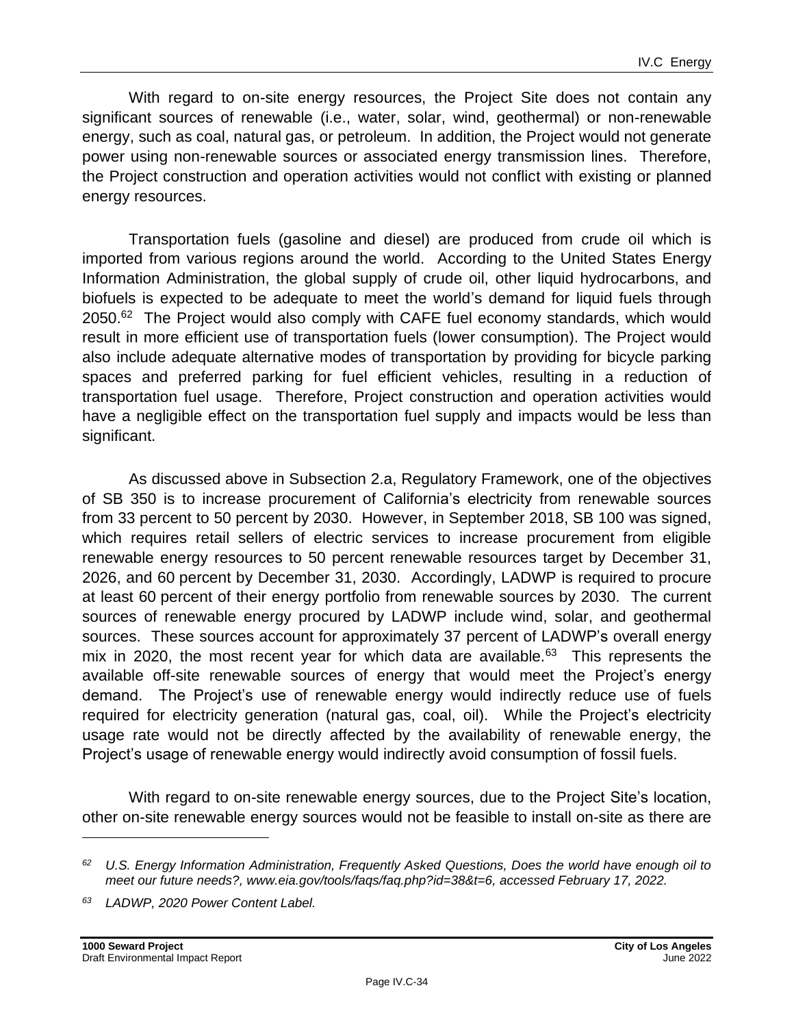With regard to on-site energy resources, the Project Site does not contain any significant sources of renewable (i.e., water, solar, wind, geothermal) or non-renewable energy, such as coal, natural gas, or petroleum. In addition, the Project would not generate power using non-renewable sources or associated energy transmission lines. Therefore, the Project construction and operation activities would not conflict with existing or planned energy resources.

Transportation fuels (gasoline and diesel) are produced from crude oil which is imported from various regions around the world. According to the United States Energy Information Administration, the global supply of crude oil, other liquid hydrocarbons, and biofuels is expected to be adequate to meet the world's demand for liquid fuels through 2050.[62] The Project would also comply with CAFE fuel economy standards, which would result in more efficient use of transportation fuels (lower consumption). The Project would also include adequate alternative modes of transportation by providing for bicycle parking spaces and preferred parking for fuel efficient vehicles, resulting in a reduction of transportation fuel usage. Therefore, Project construction and operation activities would have a negligible effect on the transportation fuel supply and impacts would be less than significant.

As discussed above in Subsection 2.a, Regulatory Framework, one of the objectives of SB 350 is to increase procurement of California's electricity from renewable sources from 33 percent to 50 percent by 2030. However, in September 2018, SB 100 was signed, which requires retail sellers of electric services to increase procurement from eligible renewable energy resources to 50 percent renewable resources target by December 31, 2026, and 60 percent by December 31, 2030. Accordingly, LADWP is required to procure at least 60 percent of their energy portfolio from renewable sources by 2030. The current sources of renewable energy procured by LADWP include wind, solar, and geothermal sources. These sources account for approximately 37 percent of LADWP's overall energy mix in 2020, the most recent year for which data are available.[63] This represents the available off-site renewable sources of energy that would meet the Project's energy demand. The Project's use of renewable energy would indirectly reduce use of fuels required for electricity generation (natural gas, coal, oil). While the Project's electricity usage rate would not be directly affected by the availability of renewable energy, the Project's usage of renewable energy would indirectly avoid consumption of fossil fuels.

With regard to on-site renewable energy sources, due to the Project Site's location, other on-site renewable energy sources would not be feasible to install on-site as there are

---

*[62] U.S. Energy Information Administration, Frequently Asked Questions, Does the world have enough oil to meet our future needs?, www.eia.gov/tools/faqs/faq.php?id=38&t=6, accessed February 17, 2022.*

*[63] LADWP, 2020 Power Content Label.*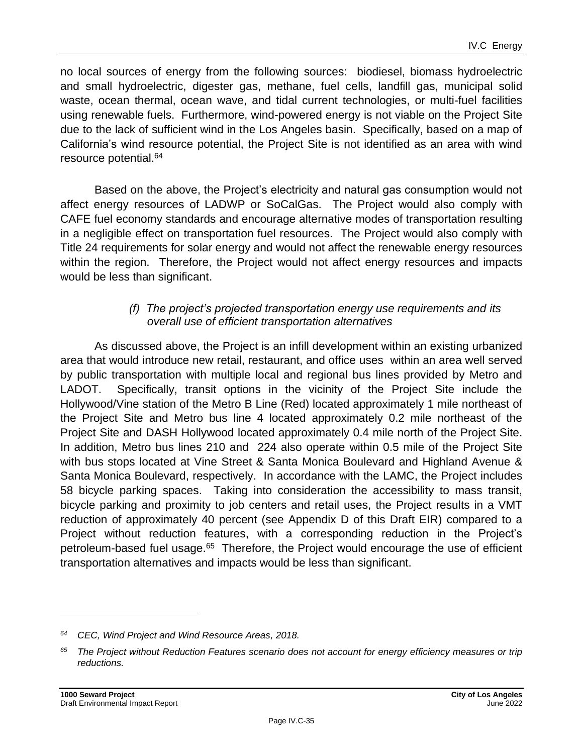no local sources of energy from the following sources: biodiesel, biomass hydroelectric and small hydroelectric, digester gas, methane, fuel cells, landfill gas, municipal solid waste, ocean thermal, ocean wave, and tidal current technologies, or multi-fuel facilities using renewable fuels. Furthermore, wind-powered energy is not viable on the Project Site due to the lack of sufficient wind in the Los Angeles basin. Specifically, based on a map of California's wind resource potential, the Project Site is not identified as an area with wind resource potential.[64]

Based on the above, the Project's electricity and natural gas consumption would not affect energy resources of LADWP or SoCalGas. The Project would also comply with CAFE fuel economy standards and encourage alternative modes of transportation resulting in a negligible effect on transportation fuel resources. The Project would also comply with Title 24 requirements for solar energy and would not affect the renewable energy resources within the region. Therefore, the Project would not affect energy resources and impacts would be less than significant.

*(f) The project's projected transportation energy use requirements and its overall use of efficient transportation alternatives*

As discussed above, the Project is an infill development within an existing urbanized area that would introduce new retail, restaurant, and office uses within an area well served by public transportation with multiple local and regional bus lines provided by Metro and LADOT. Specifically, transit options in the vicinity of the Project Site include the Hollywood/Vine station of the Metro B Line (Red) located approximately 1 mile northeast of the Project Site and Metro bus line 4 located approximately 0.2 mile northeast of the Project Site and DASH Hollywood located approximately 0.4 mile north of the Project Site. In addition, Metro bus lines 210 and 224 also operate within 0.5 mile of the Project Site with bus stops located at Vine Street & Santa Monica Boulevard and Highland Avenue & Santa Monica Boulevard, respectively. In accordance with the LAMC, the Project includes 58 bicycle parking spaces. Taking into consideration the accessibility to mass transit, bicycle parking and proximity to job centers and retail uses, the Project results in a VMT reduction of approximately 40 percent (see Appendix D of this Draft EIR) compared to a Project without reduction features, with a corresponding reduction in the Project's petroleum-based fuel usage.[65] Therefore, the Project would encourage the use of efficient transportation alternatives and impacts would be less than significant.

---

[64] *CEC, Wind Project and Wind Resource Areas, 2018.*

[65] *The Project without Reduction Features scenario does not account for energy efficiency measures or trip reductions.*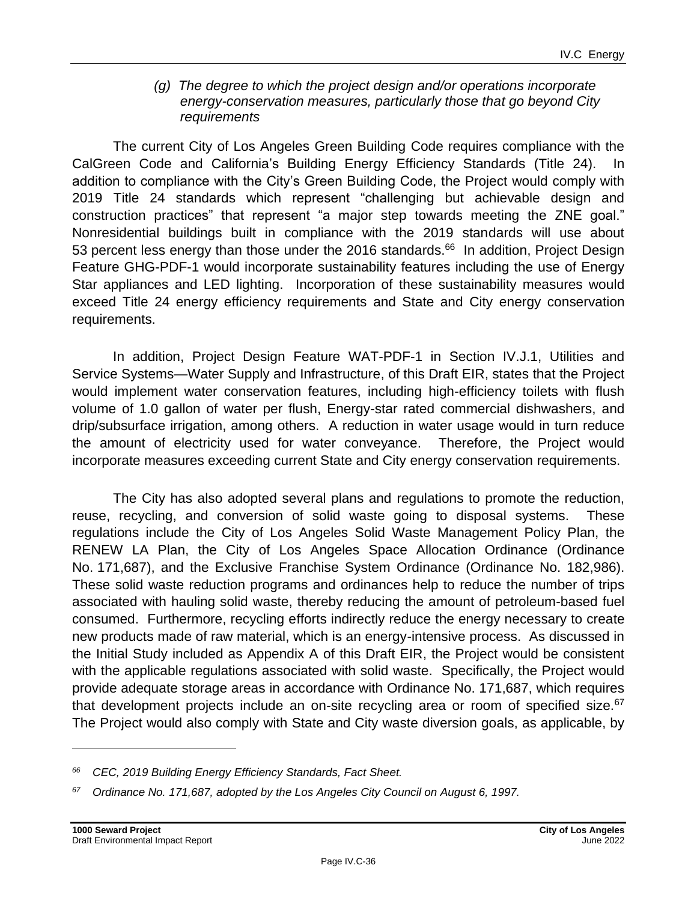*(g) The degree to which the project design and/or operations incorporate energy-conservation measures, particularly those that go beyond City requirements*

The current City of Los Angeles Green Building Code requires compliance with the CalGreen Code and California's Building Energy Efficiency Standards (Title 24). In addition to compliance with the City's Green Building Code, the Project would comply with 2019 Title 24 standards which represent "challenging but achievable design and construction practices" that represent "a major step towards meeting the ZNE goal." Nonresidential buildings built in compliance with the 2019 standards will use about 53 percent less energy than those under the 2016 standards.[66] In addition, Project Design Feature GHG-PDF-1 would incorporate sustainability features including the use of Energy Star appliances and LED lighting. Incorporation of these sustainability measures would exceed Title 24 energy efficiency requirements and State and City energy conservation requirements.

In addition, Project Design Feature WAT-PDF-1 in Section IV.J.1, Utilities and Service Systems—Water Supply and Infrastructure, of this Draft EIR, states that the Project would implement water conservation features, including high-efficiency toilets with flush volume of 1.0 gallon of water per flush, Energy-star rated commercial dishwashers, and drip/subsurface irrigation, among others. A reduction in water usage would in turn reduce the amount of electricity used for water conveyance. Therefore, the Project would incorporate measures exceeding current State and City energy conservation requirements.

The City has also adopted several plans and regulations to promote the reduction, reuse, recycling, and conversion of solid waste going to disposal systems. These regulations include the City of Los Angeles Solid Waste Management Policy Plan, the RENEW LA Plan, the City of Los Angeles Space Allocation Ordinance (Ordinance No. 171,687), and the Exclusive Franchise System Ordinance (Ordinance No. 182,986). These solid waste reduction programs and ordinances help to reduce the number of trips associated with hauling solid waste, thereby reducing the amount of petroleum-based fuel consumed. Furthermore, recycling efforts indirectly reduce the energy necessary to create new products made of raw material, which is an energy-intensive process. As discussed in the Initial Study included as Appendix A of this Draft EIR, the Project would be consistent with the applicable regulations associated with solid waste. Specifically, the Project would provide adequate storage areas in accordance with Ordinance No. 171,687, which requires that development projects include an on-site recycling area or room of specified size.[67] The Project would also comply with State and City waste diversion goals, as applicable, by

---

[66] *CEC, 2019 Building Energy Efficiency Standards, Fact Sheet.*

[67] *Ordinance No. 171,687, adopted by the Los Angeles City Council on August 6, 1997.*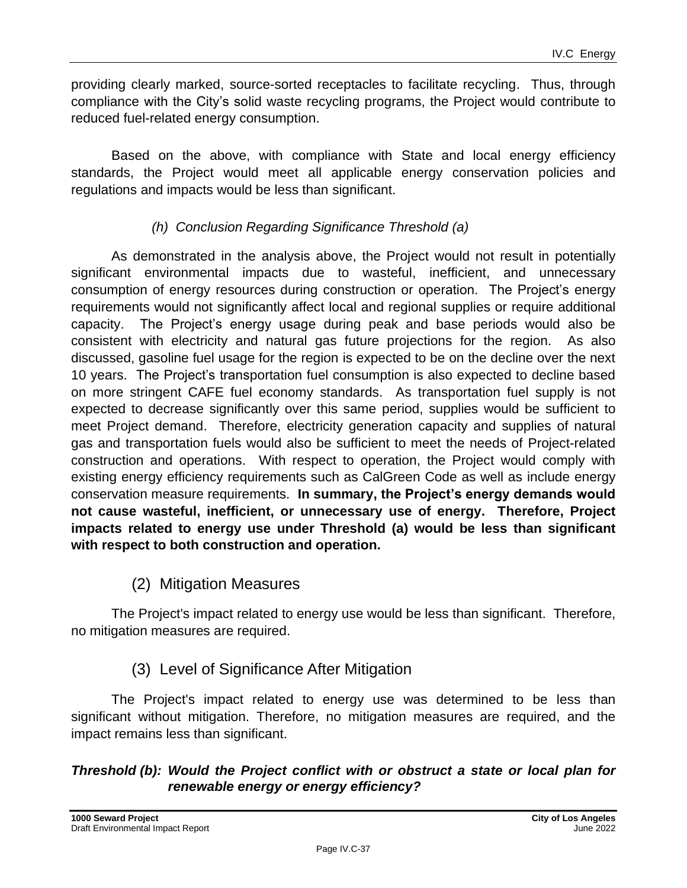providing clearly marked, source-sorted receptacles to facilitate recycling. Thus, through compliance with the City's solid waste recycling programs, the Project would contribute to reduced fuel-related energy consumption.

Based on the above, with compliance with State and local energy efficiency standards, the Project would meet all applicable energy conservation policies and regulations and impacts would be less than significant.

*(h) Conclusion Regarding Significance Threshold (a)*

As demonstrated in the analysis above, the Project would not result in potentially significant environmental impacts due to wasteful, inefficient, and unnecessary consumption of energy resources during construction or operation. The Project's energy requirements would not significantly affect local and regional supplies or require additional capacity. The Project's energy usage during peak and base periods would also be consistent with electricity and natural gas future projections for the region. As also discussed, gasoline fuel usage for the region is expected to be on the decline over the next 10 years. The Project's transportation fuel consumption is also expected to decline based on more stringent CAFE fuel economy standards. As transportation fuel supply is not expected to decrease significantly over this same period, supplies would be sufficient to meet Project demand. Therefore, electricity generation capacity and supplies of natural gas and transportation fuels would also be sufficient to meet the needs of Project-related construction and operations. With respect to operation, the Project would comply with existing energy efficiency requirements such as CalGreen Code as well as include energy conservation measure requirements. **In summary, the Project's energy demands would not cause wasteful, inefficient, or unnecessary use of energy. Therefore, Project impacts related to energy use under Threshold (a) would be less than significant with respect to both construction and operation.**

## (2) Mitigation Measures

The Project's impact related to energy use would be less than significant. Therefore, no mitigation measures are required.

## (3) Level of Significance After Mitigation

The Project's impact related to energy use was determined to be less than significant without mitigation. Therefore, no mitigation measures are required, and the impact remains less than significant.

***Threshold (b): Would the Project conflict with or obstruct a state or local plan for renewable energy or energy efficiency?***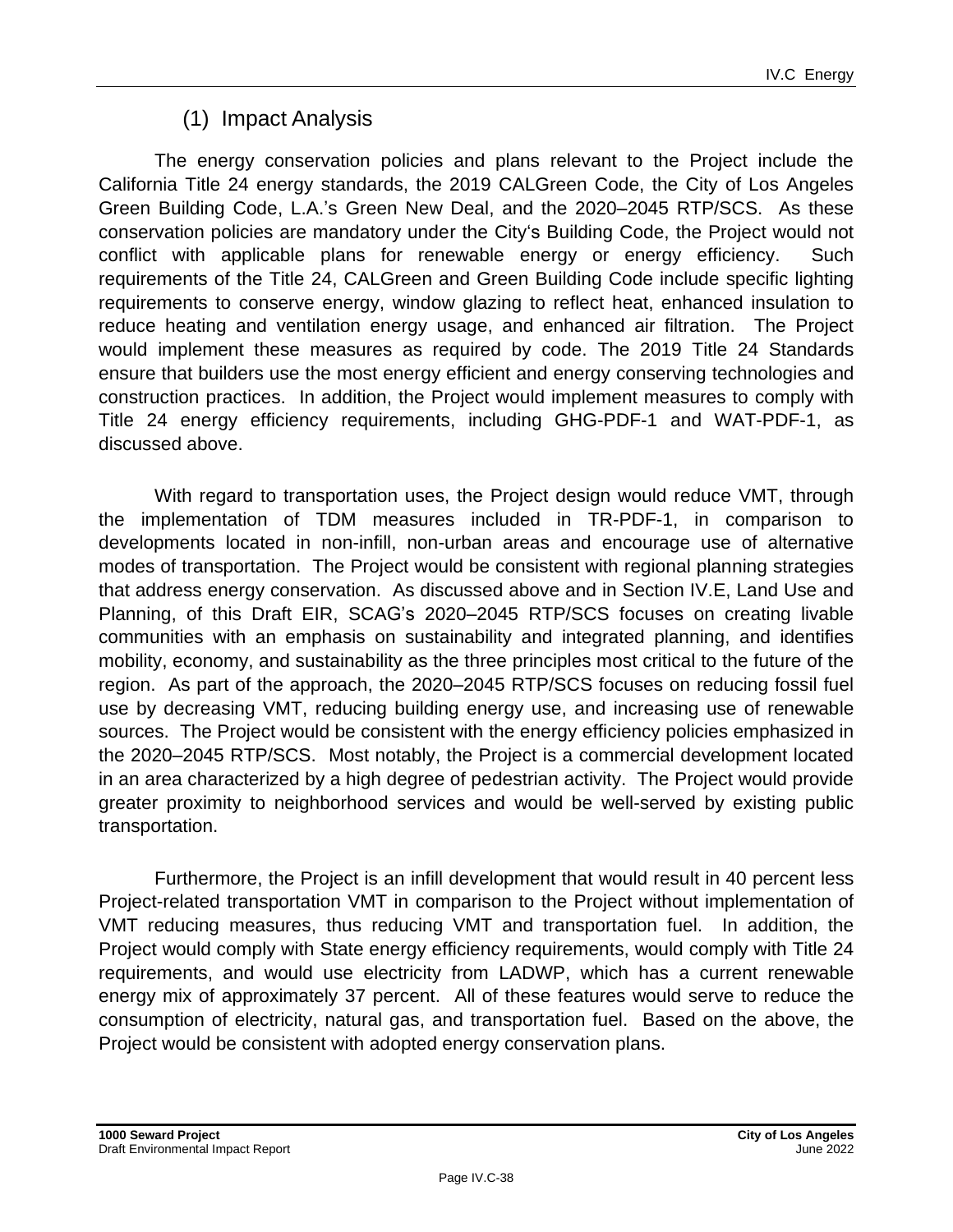### (1) Impact Analysis

The energy conservation policies and plans relevant to the Project include the California Title 24 energy standards, the 2019 CALGreen Code, the City of Los Angeles Green Building Code, L.A.'s Green New Deal, and the 2020–2045 RTP/SCS. As these conservation policies are mandatory under the City's Building Code, the Project would not conflict with applicable plans for renewable energy or energy efficiency. Such requirements of the Title 24, CALGreen and Green Building Code include specific lighting requirements to conserve energy, window glazing to reflect heat, enhanced insulation to reduce heating and ventilation energy usage, and enhanced air filtration. The Project would implement these measures as required by code. The 2019 Title 24 Standards ensure that builders use the most energy efficient and energy conserving technologies and construction practices. In addition, the Project would implement measures to comply with Title 24 energy efficiency requirements, including GHG-PDF-1 and WAT-PDF-1, as discussed above.

With regard to transportation uses, the Project design would reduce VMT, through the implementation of TDM measures included in TR-PDF-1, in comparison to developments located in non-infill, non-urban areas and encourage use of alternative modes of transportation. The Project would be consistent with regional planning strategies that address energy conservation. As discussed above and in Section IV.E, Land Use and Planning, of this Draft EIR, SCAG's 2020–2045 RTP/SCS focuses on creating livable communities with an emphasis on sustainability and integrated planning, and identifies mobility, economy, and sustainability as the three principles most critical to the future of the region. As part of the approach, the 2020–2045 RTP/SCS focuses on reducing fossil fuel use by decreasing VMT, reducing building energy use, and increasing use of renewable sources. The Project would be consistent with the energy efficiency policies emphasized in the 2020–2045 RTP/SCS. Most notably, the Project is a commercial development located in an area characterized by a high degree of pedestrian activity. The Project would provide greater proximity to neighborhood services and would be well-served by existing public transportation.

Furthermore, the Project is an infill development that would result in 40 percent less Project-related transportation VMT in comparison to the Project without implementation of VMT reducing measures, thus reducing VMT and transportation fuel. In addition, the Project would comply with State energy efficiency requirements, would comply with Title 24 requirements, and would use electricity from LADWP, which has a current renewable energy mix of approximately 37 percent. All of these features would serve to reduce the consumption of electricity, natural gas, and transportation fuel. Based on the above, the Project would be consistent with adopted energy conservation plans.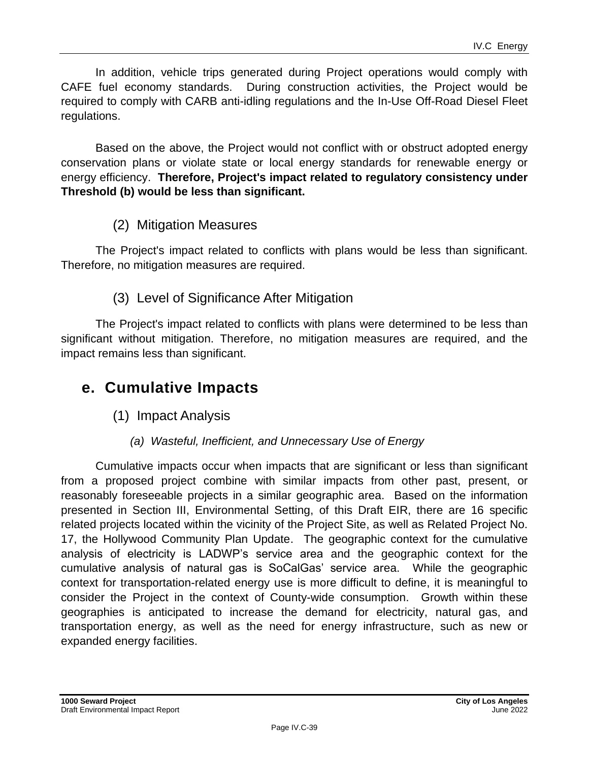In addition, vehicle trips generated during Project operations would comply with CAFE fuel economy standards. During construction activities, the Project would be required to comply with CARB anti-idling regulations and the In-Use Off-Road Diesel Fleet regulations.

Based on the above, the Project would not conflict with or obstruct adopted energy conservation plans or violate state or local energy standards for renewable energy or energy efficiency. **Therefore, Project's impact related to regulatory consistency under Threshold (b) would be less than significant.**

### (2) Mitigation Measures

The Project's impact related to conflicts with plans would be less than significant. Therefore, no mitigation measures are required.

### (3) Level of Significance After Mitigation

The Project's impact related to conflicts with plans were determined to be less than significant without mitigation. Therefore, no mitigation measures are required, and the impact remains less than significant.

## e. Cumulative Impacts

### (1) Impact Analysis

#### *(a) Wasteful, Inefficient, and Unnecessary Use of Energy*

Cumulative impacts occur when impacts that are significant or less than significant from a proposed project combine with similar impacts from other past, present, or reasonably foreseeable projects in a similar geographic area. Based on the information presented in Section III, Environmental Setting, of this Draft EIR, there are 16 specific related projects located within the vicinity of the Project Site, as well as Related Project No. 17, the Hollywood Community Plan Update. The geographic context for the cumulative analysis of electricity is LADWP's service area and the geographic context for the cumulative analysis of natural gas is SoCalGas' service area. While the geographic context for transportation-related energy use is more difficult to define, it is meaningful to consider the Project in the context of County-wide consumption. Growth within these geographies is anticipated to increase the demand for electricity, natural gas, and transportation energy, as well as the need for energy infrastructure, such as new or expanded energy facilities.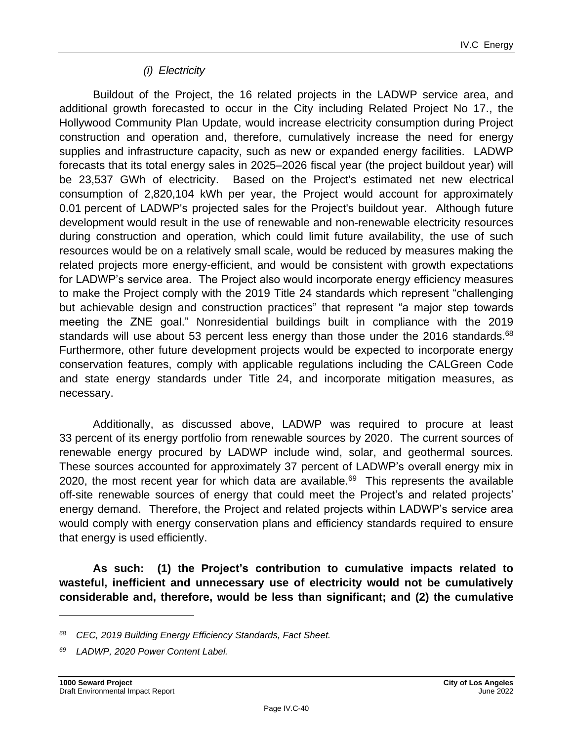#### *(i) Electricity*

Buildout of the Project, the 16 related projects in the LADWP service area, and additional growth forecasted to occur in the City including Related Project No 17., the Hollywood Community Plan Update, would increase electricity consumption during Project construction and operation and, therefore, cumulatively increase the need for energy supplies and infrastructure capacity, such as new or expanded energy facilities. LADWP forecasts that its total energy sales in 2025–2026 fiscal year (the project buildout year) will be 23,537 GWh of electricity. Based on the Project's estimated net new electrical consumption of 2,820,104 kWh per year, the Project would account for approximately 0.01 percent of LADWP's projected sales for the Project's buildout year. Although future development would result in the use of renewable and non-renewable electricity resources during construction and operation, which could limit future availability, the use of such resources would be on a relatively small scale, would be reduced by measures making the related projects more energy-efficient, and would be consistent with growth expectations for LADWP's service area. The Project also would incorporate energy efficiency measures to make the Project comply with the 2019 Title 24 standards which represent "challenging but achievable design and construction practices" that represent "a major step towards meeting the ZNE goal." Nonresidential buildings built in compliance with the 2019 standards will use about 53 percent less energy than those under the 2016 standards.[68] Furthermore, other future development projects would be expected to incorporate energy conservation features, comply with applicable regulations including the CALGreen Code and state energy standards under Title 24, and incorporate mitigation measures, as necessary.

Additionally, as discussed above, LADWP was required to procure at least 33 percent of its energy portfolio from renewable sources by 2020. The current sources of renewable energy procured by LADWP include wind, solar, and geothermal sources. These sources accounted for approximately 37 percent of LADWP's overall energy mix in 2020, the most recent year for which data are available.[69] This represents the available off-site renewable sources of energy that could meet the Project's and related projects' energy demand. Therefore, the Project and related projects within LADWP's service area would comply with energy conservation plans and efficiency standards required to ensure that energy is used efficiently.

**As such: (1) the Project's contribution to cumulative impacts related to wasteful, inefficient and unnecessary use of electricity would not be cumulatively considerable and, therefore, would be less than significant; and (2) the cumulative**

---

[68] *CEC, 2019 Building Energy Efficiency Standards, Fact Sheet.*

[69] *LADWP, 2020 Power Content Label.*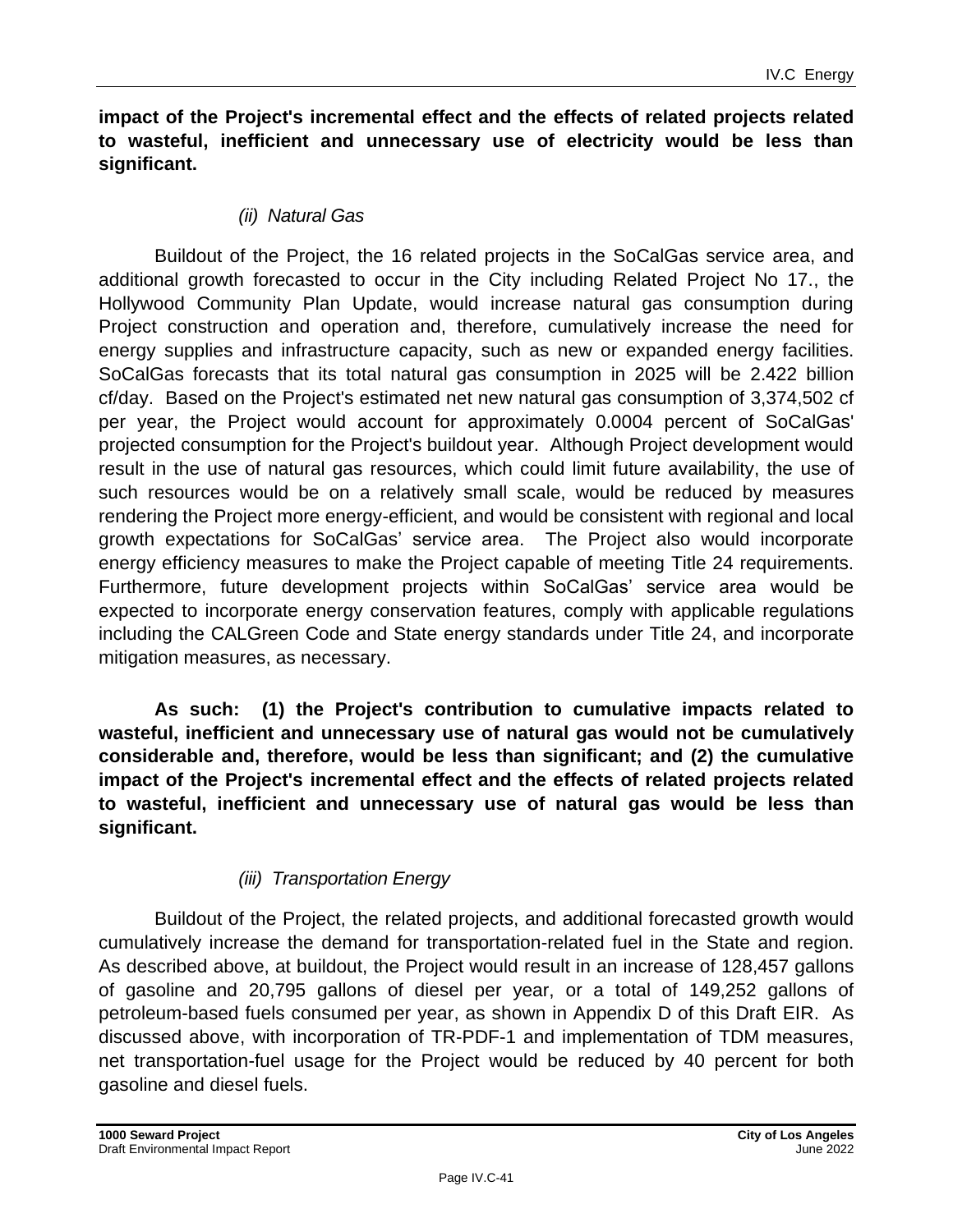**impact of the Project's incremental effect and the effects of related projects related to wasteful, inefficient and unnecessary use of electricity would be less than significant.**

*(ii) Natural Gas*

Buildout of the Project, the 16 related projects in the SoCalGas service area, and additional growth forecasted to occur in the City including Related Project No 17., the Hollywood Community Plan Update, would increase natural gas consumption during Project construction and operation and, therefore, cumulatively increase the need for energy supplies and infrastructure capacity, such as new or expanded energy facilities. SoCalGas forecasts that its total natural gas consumption in 2025 will be 2.422 billion cf/day. Based on the Project's estimated net new natural gas consumption of 3,374,502 cf per year, the Project would account for approximately 0.0004 percent of SoCalGas' projected consumption for the Project's buildout year. Although Project development would result in the use of natural gas resources, which could limit future availability, the use of such resources would be on a relatively small scale, would be reduced by measures rendering the Project more energy-efficient, and would be consistent with regional and local growth expectations for SoCalGas' service area. The Project also would incorporate energy efficiency measures to make the Project capable of meeting Title 24 requirements. Furthermore, future development projects within SoCalGas' service area would be expected to incorporate energy conservation features, comply with applicable regulations including the CALGreen Code and State energy standards under Title 24, and incorporate mitigation measures, as necessary.

**As such: (1) the Project's contribution to cumulative impacts related to wasteful, inefficient and unnecessary use of natural gas would not be cumulatively considerable and, therefore, would be less than significant; and (2) the cumulative impact of the Project's incremental effect and the effects of related projects related to wasteful, inefficient and unnecessary use of natural gas would be less than significant.**

*(iii) Transportation Energy*

Buildout of the Project, the related projects, and additional forecasted growth would cumulatively increase the demand for transportation-related fuel in the State and region. As described above, at buildout, the Project would result in an increase of 128,457 gallons of gasoline and 20,795 gallons of diesel per year, or a total of 149,252 gallons of petroleum-based fuels consumed per year, as shown in Appendix D of this Draft EIR. As discussed above, with incorporation of TR-PDF-1 and implementation of TDM measures, net transportation-fuel usage for the Project would be reduced by 40 percent for both gasoline and diesel fuels.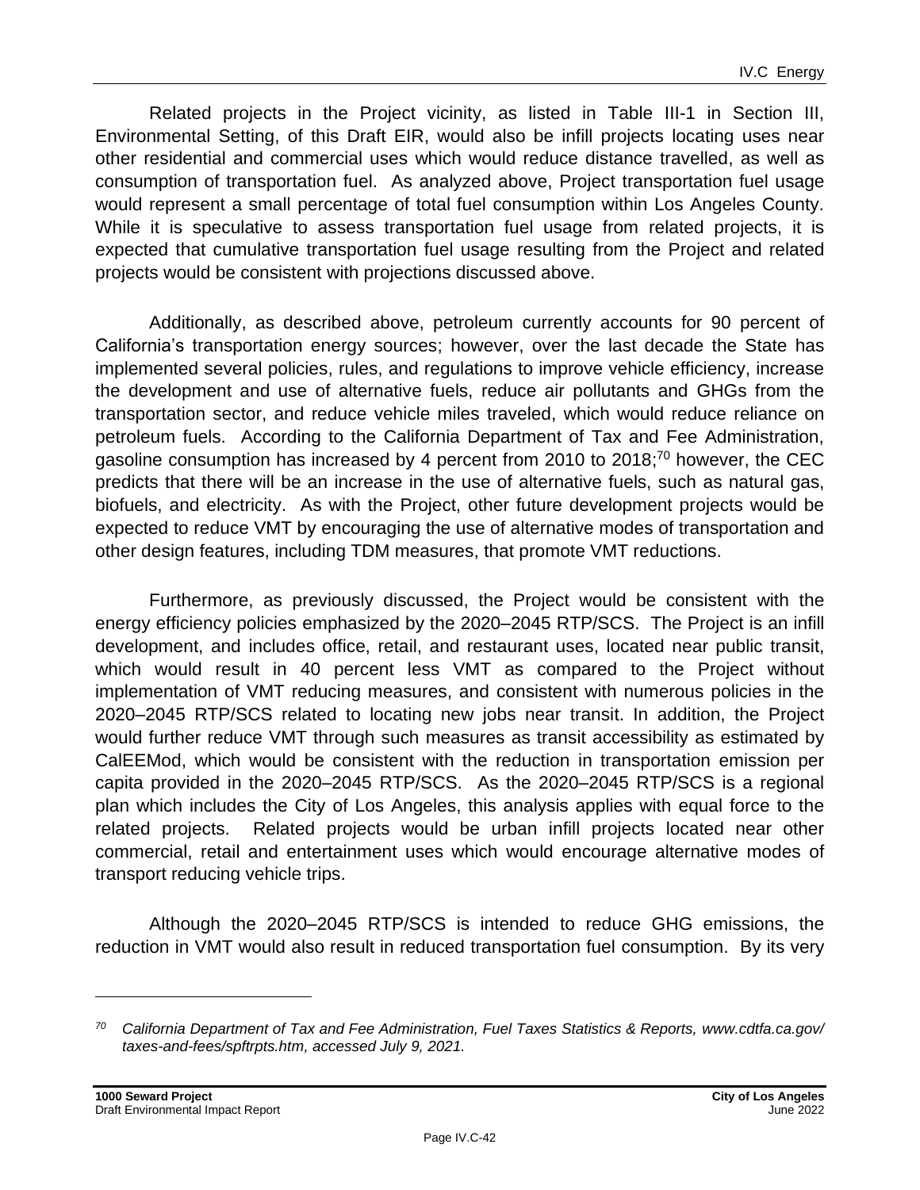Related projects in the Project vicinity, as listed in Table III-1 in Section III, Environmental Setting, of this Draft EIR, would also be infill projects locating uses near other residential and commercial uses which would reduce distance travelled, as well as consumption of transportation fuel. As analyzed above, Project transportation fuel usage would represent a small percentage of total fuel consumption within Los Angeles County. While it is speculative to assess transportation fuel usage from related projects, it is expected that cumulative transportation fuel usage resulting from the Project and related projects would be consistent with projections discussed above.

Additionally, as described above, petroleum currently accounts for 90 percent of California's transportation energy sources; however, over the last decade the State has implemented several policies, rules, and regulations to improve vehicle efficiency, increase the development and use of alternative fuels, reduce air pollutants and GHGs from the transportation sector, and reduce vehicle miles traveled, which would reduce reliance on petroleum fuels. According to the California Department of Tax and Fee Administration, gasoline consumption has increased by 4 percent from 2010 to 2018;[70] however, the CEC predicts that there will be an increase in the use of alternative fuels, such as natural gas, biofuels, and electricity. As with the Project, other future development projects would be expected to reduce VMT by encouraging the use of alternative modes of transportation and other design features, including TDM measures, that promote VMT reductions.

Furthermore, as previously discussed, the Project would be consistent with the energy efficiency policies emphasized by the 2020–2045 RTP/SCS. The Project is an infill development, and includes office, retail, and restaurant uses, located near public transit, which would result in 40 percent less VMT as compared to the Project without implementation of VMT reducing measures, and consistent with numerous policies in the 2020–2045 RTP/SCS related to locating new jobs near transit. In addition, the Project would further reduce VMT through such measures as transit accessibility as estimated by CalEEMod, which would be consistent with the reduction in transportation emission per capita provided in the 2020–2045 RTP/SCS. As the 2020–2045 RTP/SCS is a regional plan which includes the City of Los Angeles, this analysis applies with equal force to the related projects. Related projects would be urban infill projects located near other commercial, retail and entertainment uses which would encourage alternative modes of transport reducing vehicle trips.

Although the 2020–2045 RTP/SCS is intended to reduce GHG emissions, the reduction in VMT would also result in reduced transportation fuel consumption. By its very

---

[70] *California Department of Tax and Fee Administration, Fuel Taxes Statistics & Reports, www.cdtfa.ca.gov/taxes-and-fees/spftrpts.htm, accessed July 9, 2021.*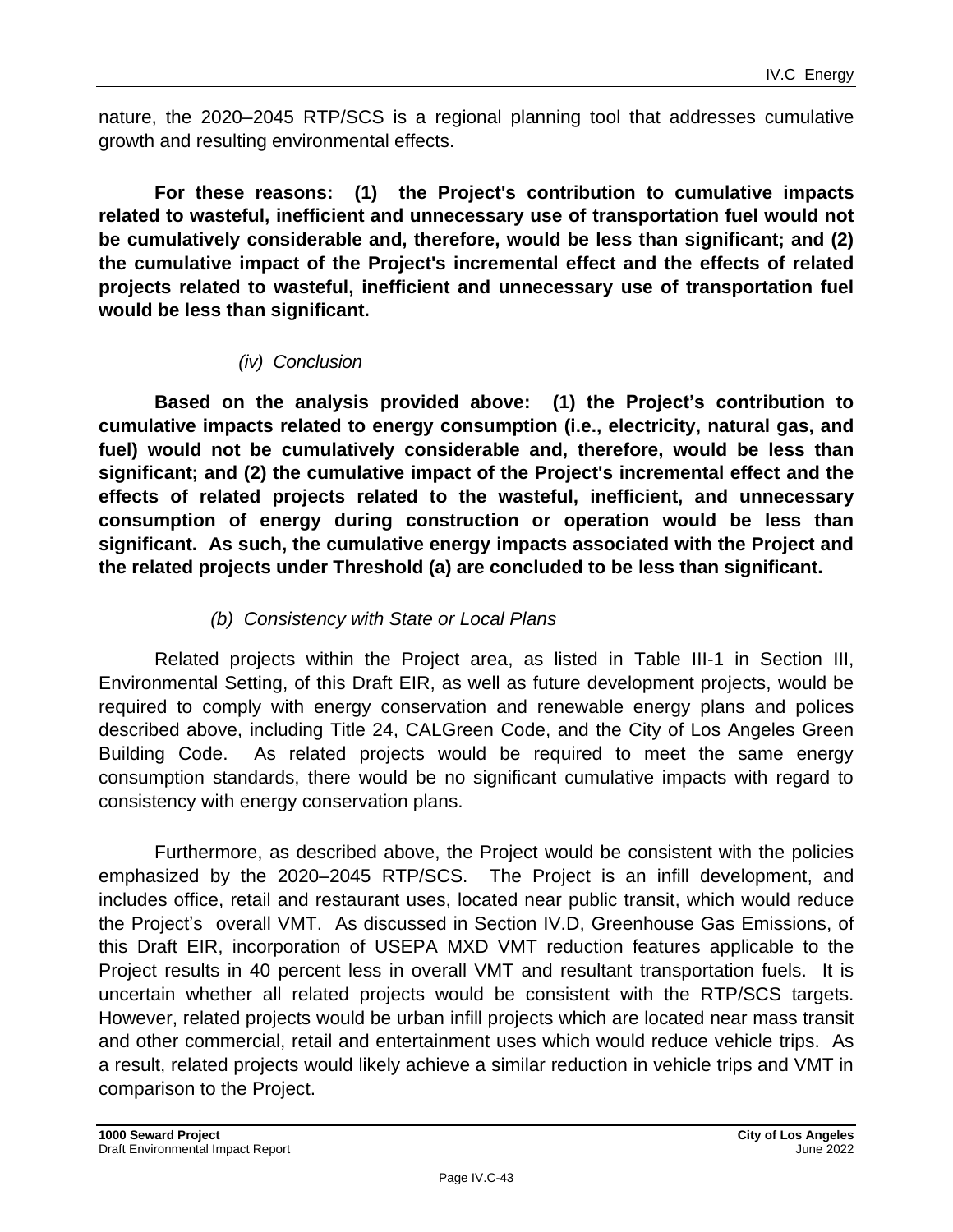nature, the 2020–2045 RTP/SCS is a regional planning tool that addresses cumulative growth and resulting environmental effects.

**For these reasons: (1) the Project's contribution to cumulative impacts related to wasteful, inefficient and unnecessary use of transportation fuel would not be cumulatively considerable and, therefore, would be less than significant; and (2) the cumulative impact of the Project's incremental effect and the effects of related projects related to wasteful, inefficient and unnecessary use of transportation fuel would be less than significant.**

*(iv) Conclusion*

**Based on the analysis provided above: (1) the Project's contribution to cumulative impacts related to energy consumption (i.e., electricity, natural gas, and fuel) would not be cumulatively considerable and, therefore, would be less than significant; and (2) the cumulative impact of the Project's incremental effect and the effects of related projects related to the wasteful, inefficient, and unnecessary consumption of energy during construction or operation would be less than significant. As such, the cumulative energy impacts associated with the Project and the related projects under Threshold (a) are concluded to be less than significant.**

*(b) Consistency with State or Local Plans*

Related projects within the Project area, as listed in Table III-1 in Section III, Environmental Setting, of this Draft EIR, as well as future development projects, would be required to comply with energy conservation and renewable energy plans and polices described above, including Title 24, CALGreen Code, and the City of Los Angeles Green Building Code. As related projects would be required to meet the same energy consumption standards, there would be no significant cumulative impacts with regard to consistency with energy conservation plans.

Furthermore, as described above, the Project would be consistent with the policies emphasized by the 2020–2045 RTP/SCS. The Project is an infill development, and includes office, retail and restaurant uses, located near public transit, which would reduce the Project's overall VMT. As discussed in Section IV.D, Greenhouse Gas Emissions, of this Draft EIR, incorporation of USEPA MXD VMT reduction features applicable to the Project results in 40 percent less in overall VMT and resultant transportation fuels. It is uncertain whether all related projects would be consistent with the RTP/SCS targets. However, related projects would be urban infill projects which are located near mass transit and other commercial, retail and entertainment uses which would reduce vehicle trips. As a result, related projects would likely achieve a similar reduction in vehicle trips and VMT in comparison to the Project.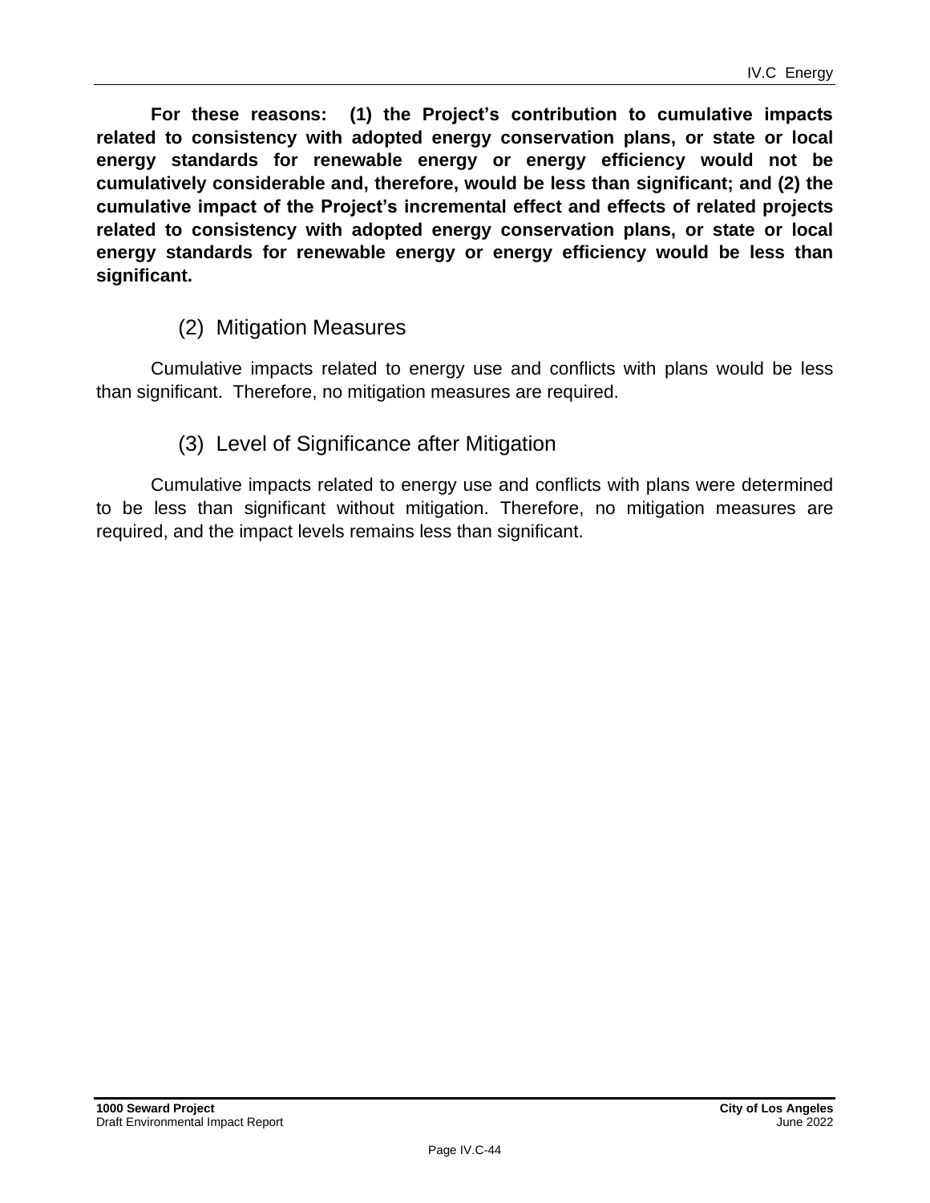**For these reasons: (1) the Project's contribution to cumulative impacts related to consistency with adopted energy conservation plans, or state or local energy standards for renewable energy or energy efficiency would not be cumulatively considerable and, therefore, would be less than significant; and (2) the cumulative impact of the Project's incremental effect and effects of related projects related to consistency with adopted energy conservation plans, or state or local energy standards for renewable energy or energy efficiency would be less than significant.**

### (2) Mitigation Measures

Cumulative impacts related to energy use and conflicts with plans would be less than significant. Therefore, no mitigation measures are required.

### (3) Level of Significance after Mitigation

Cumulative impacts related to energy use and conflicts with plans were determined to be less than significant without mitigation. Therefore, no mitigation measures are required, and the impact levels remains less than significant.